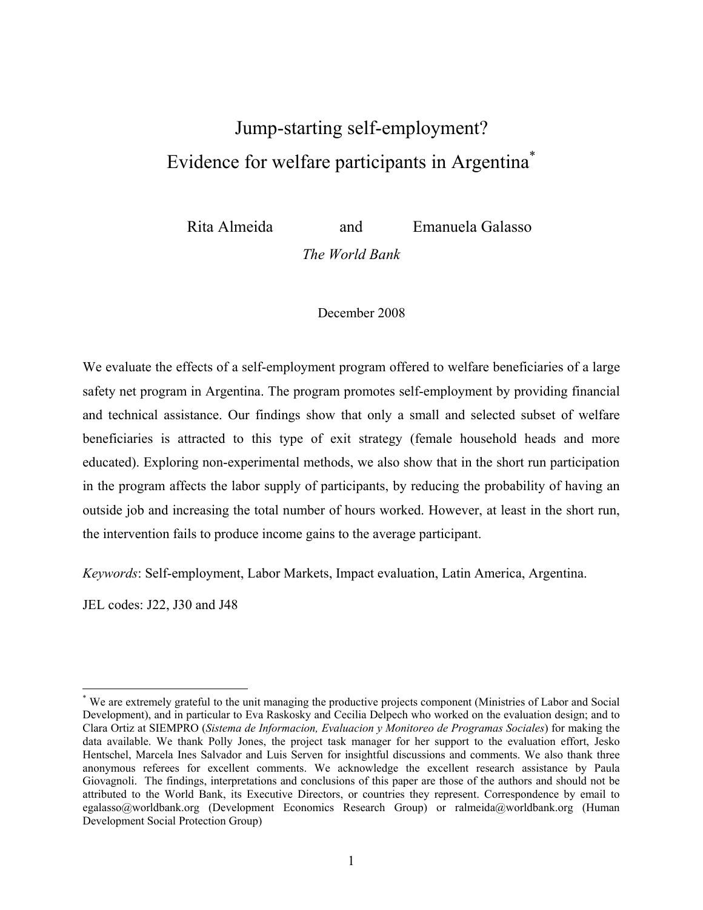# Jump-starting self-employment?
# Evidence for welfare participants in Argentina[*]

Rita Almeida and Emanuela Galasso

*The World Bank*

December 2008

We evaluate the effects of a self-employment program offered to welfare beneficiaries of a large safety net program in Argentina. The program promotes self-employment by providing financial and technical assistance. Our findings show that only a small and selected subset of welfare beneficiaries is attracted to this type of exit strategy (female household heads and more educated). Exploring non-experimental methods, we also show that in the short run participation in the program affects the labor supply of participants, by reducing the probability of having an outside job and increasing the total number of hours worked. However, at least in the short run, the intervention fails to produce income gains to the average participant.

*Keywords*: Self-employment, Labor Markets, Impact evaluation, Latin America, Argentina.

JEL codes: J22, J30 and J48

---

[*] We are extremely grateful to the unit managing the productive projects component (Ministries of Labor and Social Development), and in particular to Eva Raskosky and Cecilia Delpech who worked on the evaluation design; and to Clara Ortiz at SIEMPRO (*Sistema de Informacion, Evaluacion y Monitoreo de Programas Sociales*) for making the data available. We thank Polly Jones, the project task manager for her support to the evaluation effort, Jesko Hentschel, Marcela Ines Salvador and Luis Serven for insightful discussions and comments. We also thank three anonymous referees for excellent comments. We acknowledge the excellent research assistance by Paula Giovagnoli. The findings, interpretations and conclusions of this paper are those of the authors and should not be attributed to the World Bank, its Executive Directors, or countries they represent. Correspondence by email to egalasso@worldbank.org (Development Economics Research Group) or ralmeida@worldbank.org (Human Development Social Protection Group)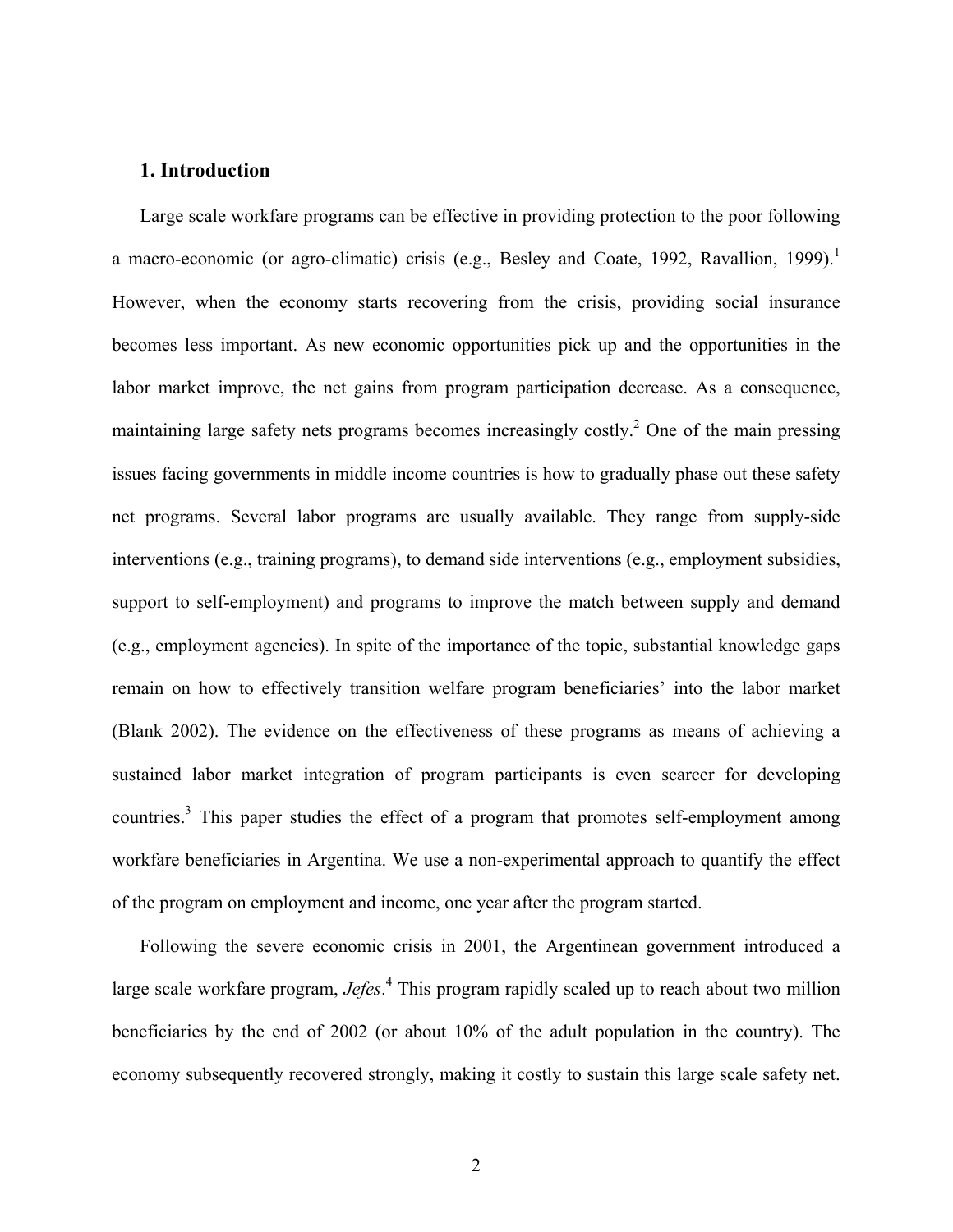## 1. Introduction

Large scale workfare programs can be effective in providing protection to the poor following a macro-economic (or agro-climatic) crisis (e.g., Besley and Coate, 1992, Ravallion, 1999).[1] However, when the economy starts recovering from the crisis, providing social insurance becomes less important. As new economic opportunities pick up and the opportunities in the labor market improve, the net gains from program participation decrease. As a consequence, maintaining large safety nets programs becomes increasingly costly.[2] One of the main pressing issues facing governments in middle income countries is how to gradually phase out these safety net programs. Several labor programs are usually available. They range from supply-side interventions (e.g., training programs), to demand side interventions (e.g., employment subsidies, support to self-employment) and programs to improve the match between supply and demand (e.g., employment agencies). In spite of the importance of the topic, substantial knowledge gaps remain on how to effectively transition welfare program beneficiaries' into the labor market (Blank 2002). The evidence on the effectiveness of these programs as means of achieving a sustained labor market integration of program participants is even scarcer for developing countries.[3] This paper studies the effect of a program that promotes self-employment among workfare beneficiaries in Argentina. We use a non-experimental approach to quantify the effect of the program on employment and income, one year after the program started.

Following the severe economic crisis in 2001, the Argentinean government introduced a large scale workfare program, *Jefes*.[4] This program rapidly scaled up to reach about two million beneficiaries by the end of 2002 (or about 10% of the adult population in the country). The economy subsequently recovered strongly, making it costly to sustain this large scale safety net.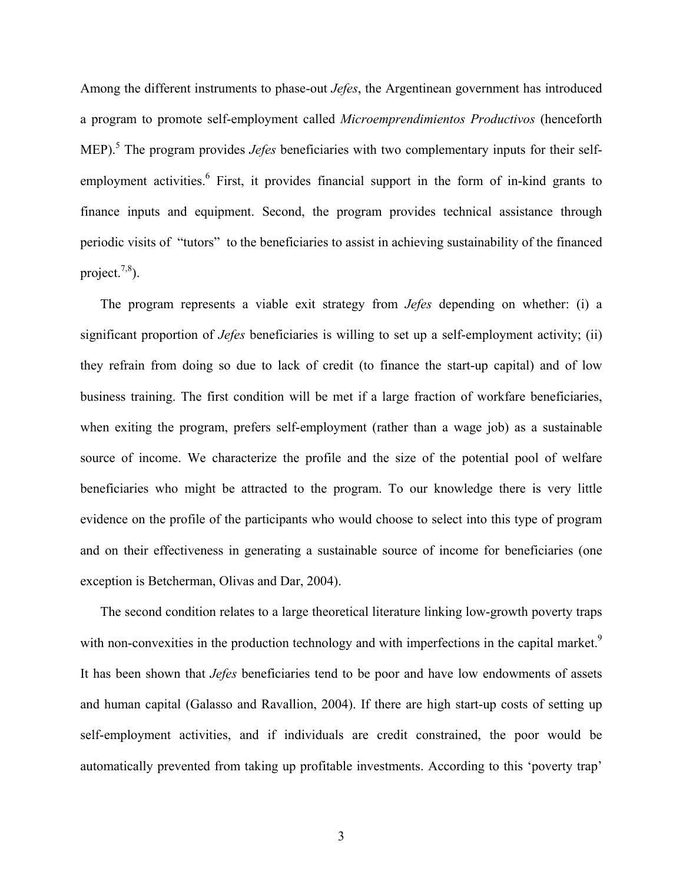Among the different instruments to phase-out *Jefes*, the Argentinean government has introduced a program to promote self-employment called *Microemprendimientos Productivos* (henceforth MEP).[5] The program provides *Jefes* beneficiaries with two complementary inputs for their self-employment activities.[6] First, it provides financial support in the form of in-kind grants to finance inputs and equipment. Second, the program provides technical assistance through periodic visits of "tutors" to the beneficiaries to assist in achieving sustainability of the financed project.[7,8]).

The program represents a viable exit strategy from *Jefes* depending on whether: (i) a significant proportion of *Jefes* beneficiaries is willing to set up a self-employment activity; (ii) they refrain from doing so due to lack of credit (to finance the start-up capital) and of low business training. The first condition will be met if a large fraction of workfare beneficiaries, when exiting the program, prefers self-employment (rather than a wage job) as a sustainable source of income. We characterize the profile and the size of the potential pool of welfare beneficiaries who might be attracted to the program. To our knowledge there is very little evidence on the profile of the participants who would choose to select into this type of program and on their effectiveness in generating a sustainable source of income for beneficiaries (one exception is Betcherman, Olivas and Dar, 2004).

The second condition relates to a large theoretical literature linking low-growth poverty traps with non-convexities in the production technology and with imperfections in the capital market.[9] It has been shown that *Jefes* beneficiaries tend to be poor and have low endowments of assets and human capital (Galasso and Ravallion, 2004). If there are high start-up costs of setting up self-employment activities, and if individuals are credit constrained, the poor would be automatically prevented from taking up profitable investments. According to this 'poverty trap'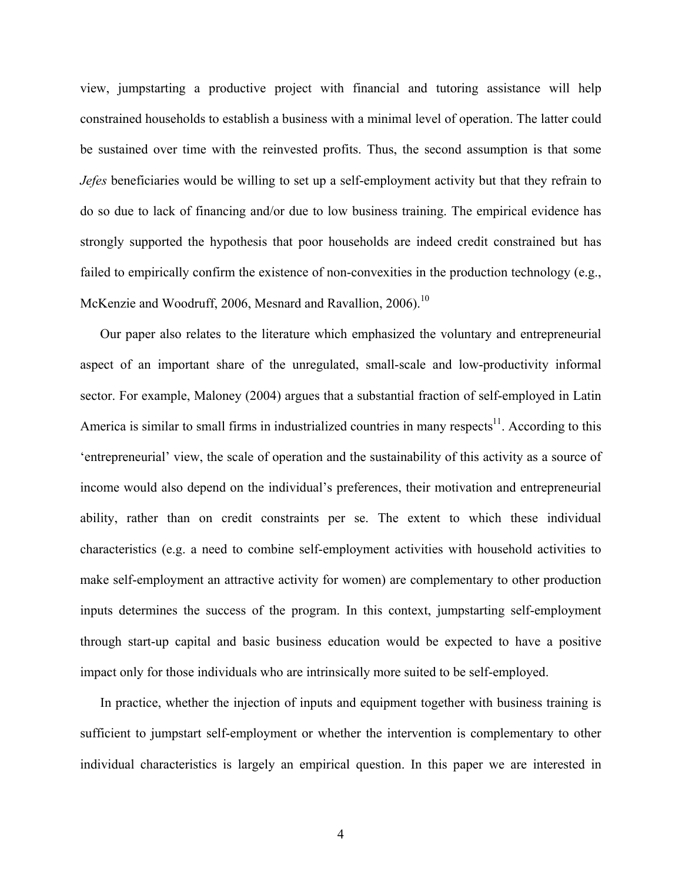view, jumpstarting a productive project with financial and tutoring assistance will help constrained households to establish a business with a minimal level of operation. The latter could be sustained over time with the reinvested profits. Thus, the second assumption is that some *Jefes* beneficiaries would be willing to set up a self-employment activity but that they refrain to do so due to lack of financing and/or due to low business training. The empirical evidence has strongly supported the hypothesis that poor households are indeed credit constrained but has failed to empirically confirm the existence of non-convexities in the production technology (e.g., McKenzie and Woodruff, 2006, Mesnard and Ravallion, 2006).[10]

Our paper also relates to the literature which emphasized the voluntary and entrepreneurial aspect of an important share of the unregulated, small-scale and low-productivity informal sector. For example, Maloney (2004) argues that a substantial fraction of self-employed in Latin America is similar to small firms in industrialized countries in many respects[11]. According to this 'entrepreneurial' view, the scale of operation and the sustainability of this activity as a source of income would also depend on the individual's preferences, their motivation and entrepreneurial ability, rather than on credit constraints per se. The extent to which these individual characteristics (e.g. a need to combine self-employment activities with household activities to make self-employment an attractive activity for women) are complementary to other production inputs determines the success of the program. In this context, jumpstarting self-employment through start-up capital and basic business education would be expected to have a positive impact only for those individuals who are intrinsically more suited to be self-employed.

In practice, whether the injection of inputs and equipment together with business training is sufficient to jumpstart self-employment or whether the intervention is complementary to other individual characteristics is largely an empirical question. In this paper we are interested in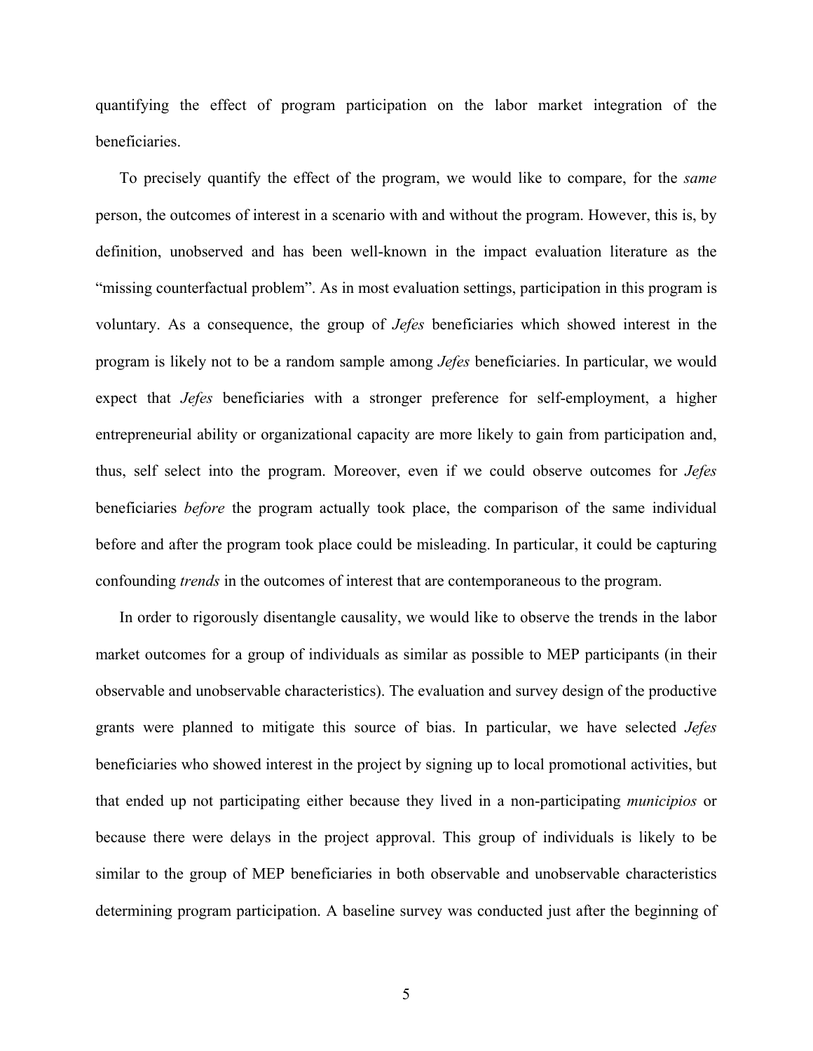quantifying the effect of program participation on the labor market integration of the beneficiaries.

To precisely quantify the effect of the program, we would like to compare, for the *same* person, the outcomes of interest in a scenario with and without the program. However, this is, by definition, unobserved and has been well-known in the impact evaluation literature as the "missing counterfactual problem". As in most evaluation settings, participation in this program is voluntary. As a consequence, the group of *Jefes* beneficiaries which showed interest in the program is likely not to be a random sample among *Jefes* beneficiaries. In particular, we would expect that *Jefes* beneficiaries with a stronger preference for self-employment, a higher entrepreneurial ability or organizational capacity are more likely to gain from participation and, thus, self select into the program. Moreover, even if we could observe outcomes for *Jefes* beneficiaries *before* the program actually took place, the comparison of the same individual before and after the program took place could be misleading. In particular, it could be capturing confounding *trends* in the outcomes of interest that are contemporaneous to the program.

In order to rigorously disentangle causality, we would like to observe the trends in the labor market outcomes for a group of individuals as similar as possible to MEP participants (in their observable and unobservable characteristics). The evaluation and survey design of the productive grants were planned to mitigate this source of bias. In particular, we have selected *Jefes* beneficiaries who showed interest in the project by signing up to local promotional activities, but that ended up not participating either because they lived in a non-participating *municipios* or because there were delays in the project approval. This group of individuals is likely to be similar to the group of MEP beneficiaries in both observable and unobservable characteristics determining program participation. A baseline survey was conducted just after the beginning of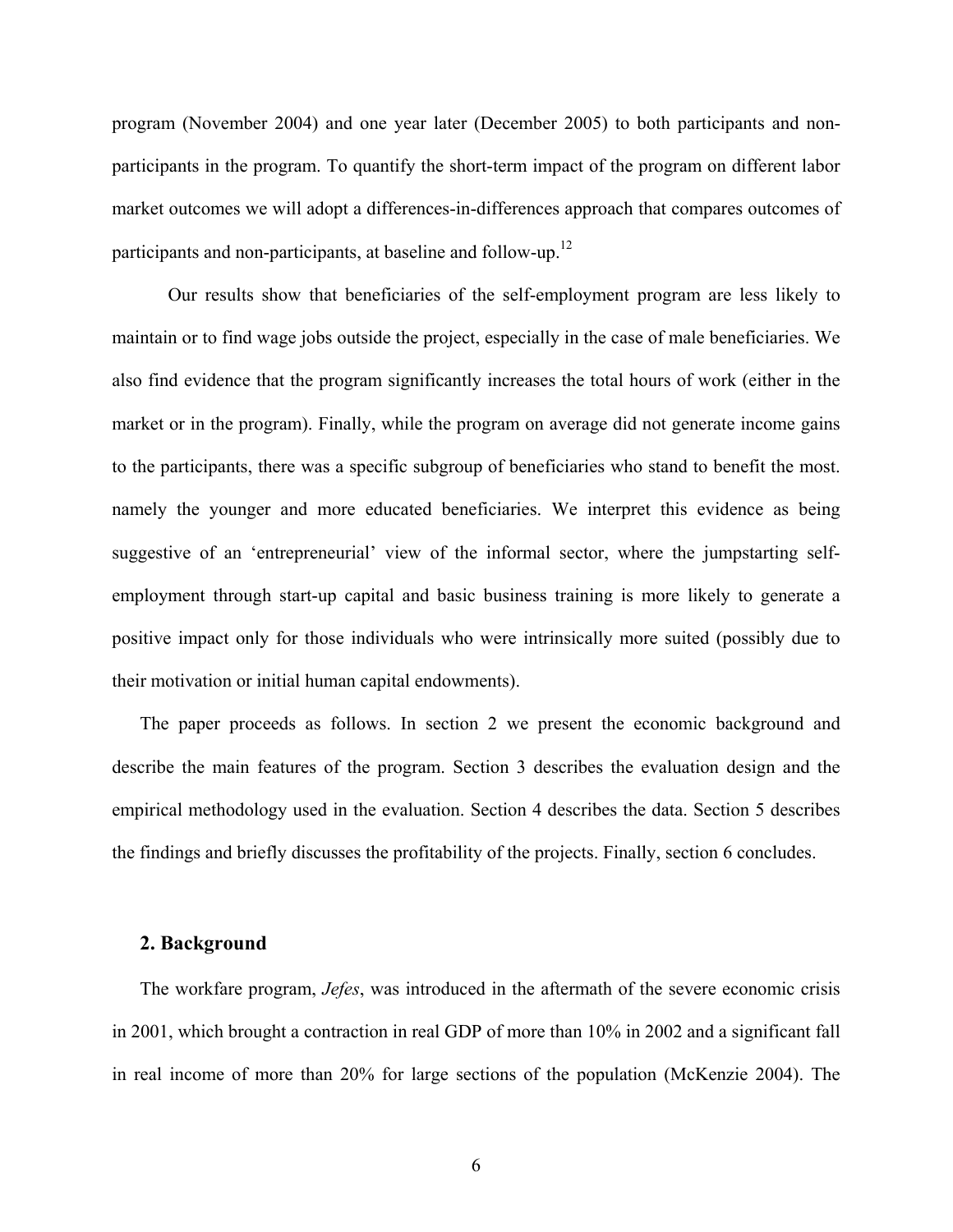program (November 2004) and one year later (December 2005) to both participants and non-participants in the program. To quantify the short-term impact of the program on different labor market outcomes we will adopt a differences-in-differences approach that compares outcomes of participants and non-participants, at baseline and follow-up.[12]

Our results show that beneficiaries of the self-employment program are less likely to maintain or to find wage jobs outside the project, especially in the case of male beneficiaries. We also find evidence that the program significantly increases the total hours of work (either in the market or in the program). Finally, while the program on average did not generate income gains to the participants, there was a specific subgroup of beneficiaries who stand to benefit the most. namely the younger and more educated beneficiaries. We interpret this evidence as being suggestive of an 'entrepreneurial' view of the informal sector, where the jumpstarting self-employment through start-up capital and basic business training is more likely to generate a positive impact only for those individuals who were intrinsically more suited (possibly due to their motivation or initial human capital endowments).

The paper proceeds as follows. In section 2 we present the economic background and describe the main features of the program. Section 3 describes the evaluation design and the empirical methodology used in the evaluation. Section 4 describes the data. Section 5 describes the findings and briefly discusses the profitability of the projects. Finally, section 6 concludes.

## 2. Background

The workfare program, *Jefes*, was introduced in the aftermath of the severe economic crisis in 2001, which brought a contraction in real GDP of more than 10% in 2002 and a significant fall in real income of more than 20% for large sections of the population (McKenzie 2004). The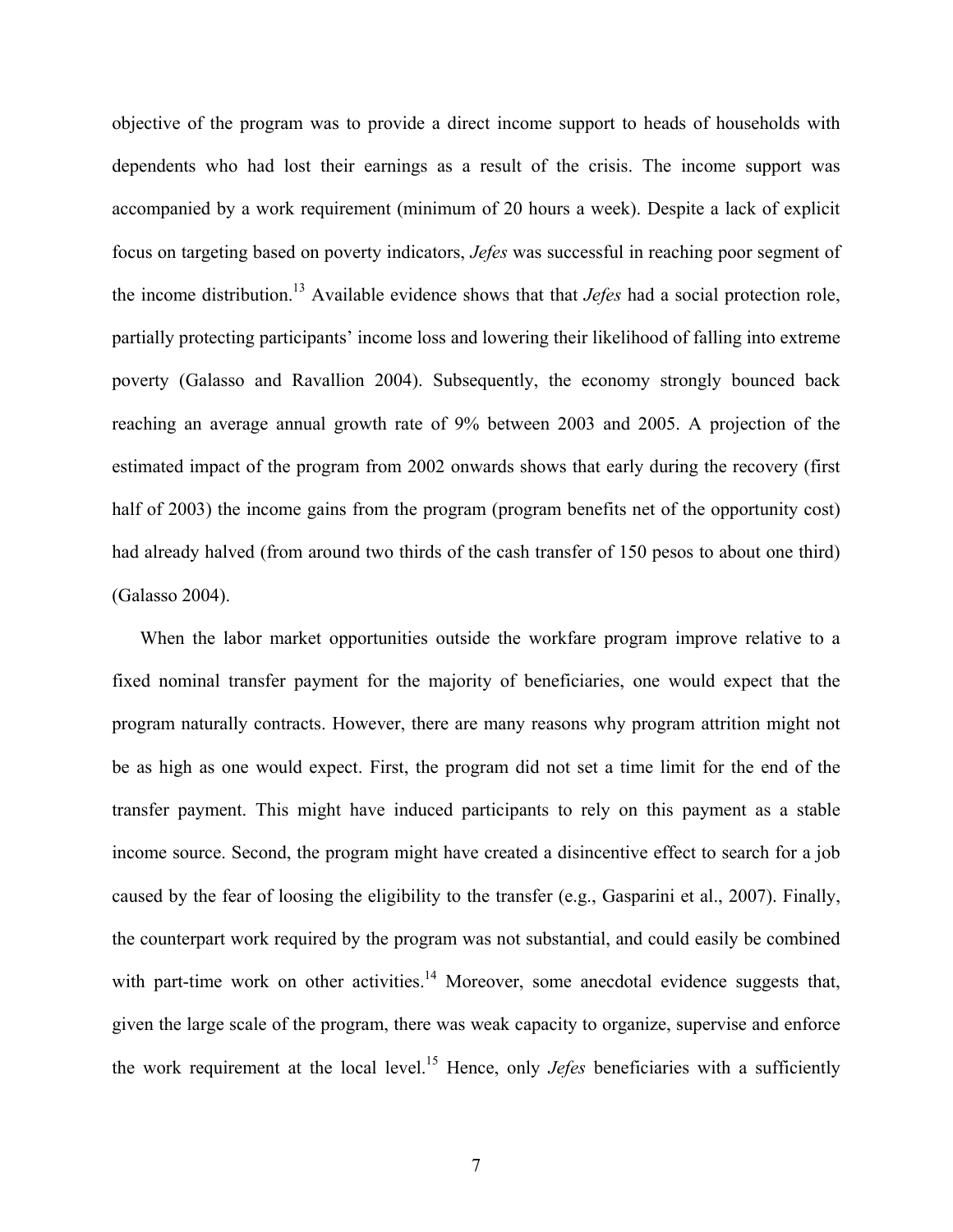objective of the program was to provide a direct income support to heads of households with dependents who had lost their earnings as a result of the crisis. The income support was accompanied by a work requirement (minimum of 20 hours a week). Despite a lack of explicit focus on targeting based on poverty indicators, *Jefes* was successful in reaching poor segment of the income distribution.[13] Available evidence shows that that *Jefes* had a social protection role, partially protecting participants' income loss and lowering their likelihood of falling into extreme poverty (Galasso and Ravallion 2004). Subsequently, the economy strongly bounced back reaching an average annual growth rate of 9% between 2003 and 2005. A projection of the estimated impact of the program from 2002 onwards shows that early during the recovery (first half of 2003) the income gains from the program (program benefits net of the opportunity cost) had already halved (from around two thirds of the cash transfer of 150 pesos to about one third) (Galasso 2004).

When the labor market opportunities outside the workfare program improve relative to a fixed nominal transfer payment for the majority of beneficiaries, one would expect that the program naturally contracts. However, there are many reasons why program attrition might not be as high as one would expect. First, the program did not set a time limit for the end of the transfer payment. This might have induced participants to rely on this payment as a stable income source. Second, the program might have created a disincentive effect to search for a job caused by the fear of loosing the eligibility to the transfer (e.g., Gasparini et al., 2007). Finally, the counterpart work required by the program was not substantial, and could easily be combined with part-time work on other activities.[14] Moreover, some anecdotal evidence suggests that, given the large scale of the program, there was weak capacity to organize, supervise and enforce the work requirement at the local level.[15] Hence, only *Jefes* beneficiaries with a sufficiently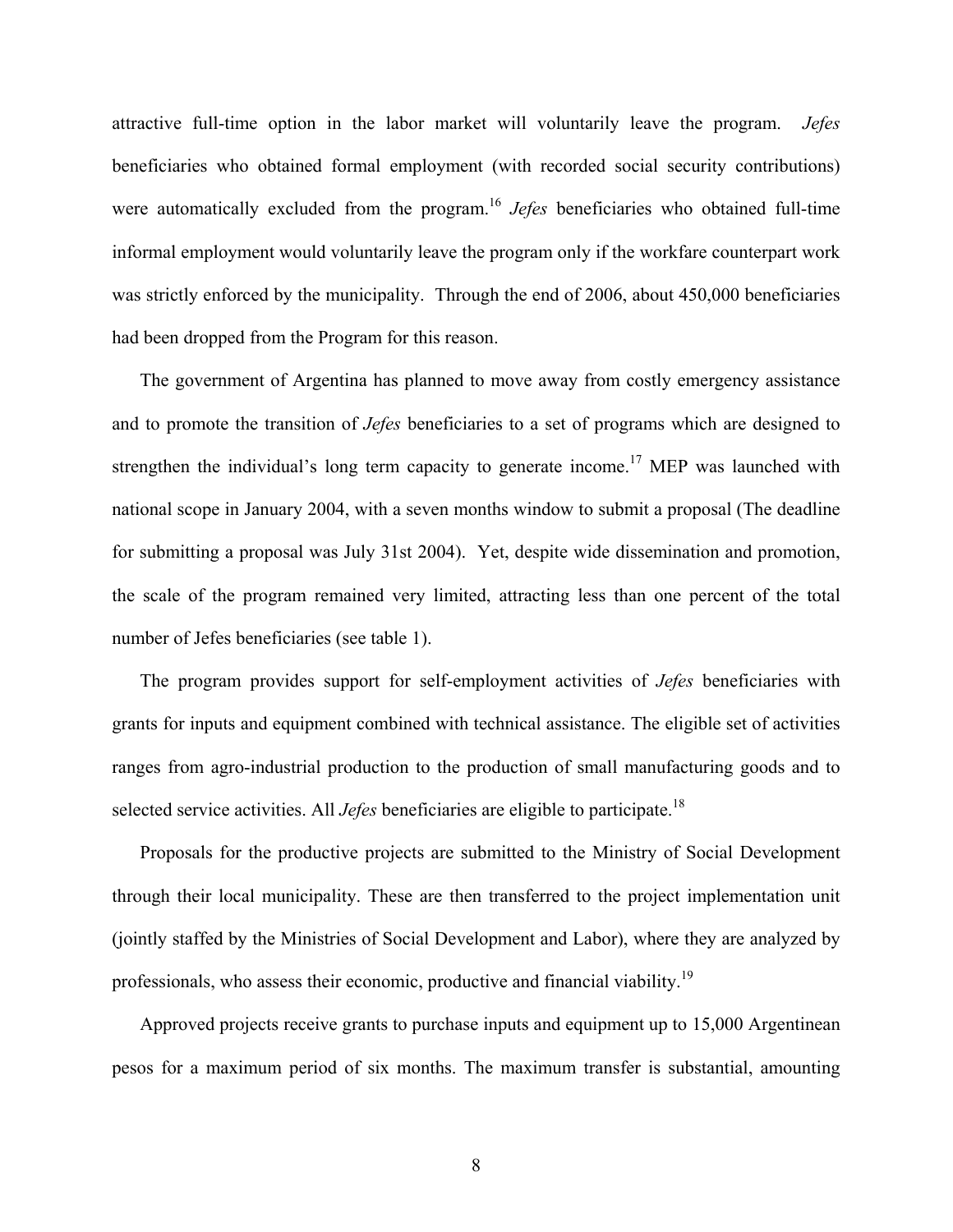attractive full-time option in the labor market will voluntarily leave the program. *Jefes* beneficiaries who obtained formal employment (with recorded social security contributions) were automatically excluded from the program.[16] *Jefes* beneficiaries who obtained full-time informal employment would voluntarily leave the program only if the workfare counterpart work was strictly enforced by the municipality. Through the end of 2006, about 450,000 beneficiaries had been dropped from the Program for this reason.

The government of Argentina has planned to move away from costly emergency assistance and to promote the transition of *Jefes* beneficiaries to a set of programs which are designed to strengthen the individual's long term capacity to generate income.[17] MEP was launched with national scope in January 2004, with a seven months window to submit a proposal (The deadline for submitting a proposal was July 31st 2004). Yet, despite wide dissemination and promotion, the scale of the program remained very limited, attracting less than one percent of the total number of Jefes beneficiaries (see table 1).

The program provides support for self-employment activities of *Jefes* beneficiaries with grants for inputs and equipment combined with technical assistance. The eligible set of activities ranges from agro-industrial production to the production of small manufacturing goods and to selected service activities. All *Jefes* beneficiaries are eligible to participate.[18]

Proposals for the productive projects are submitted to the Ministry of Social Development through their local municipality. These are then transferred to the project implementation unit (jointly staffed by the Ministries of Social Development and Labor), where they are analyzed by professionals, who assess their economic, productive and financial viability.[19]

Approved projects receive grants to purchase inputs and equipment up to 15,000 Argentinean pesos for a maximum period of six months. The maximum transfer is substantial, amounting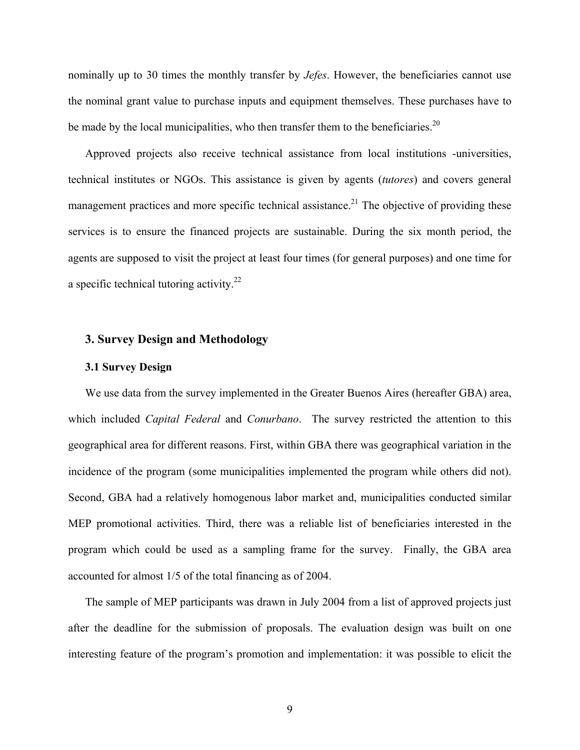nominally up to 30 times the monthly transfer by *Jefes*. However, the beneficiaries cannot use the nominal grant value to purchase inputs and equipment themselves. These purchases have to be made by the local municipalities, who then transfer them to the beneficiaries.[20]

Approved projects also receive technical assistance from local institutions -universities, technical institutes or NGOs. This assistance is given by agents (*tutores*) and covers general management practices and more specific technical assistance.[21] The objective of providing these services is to ensure the financed projects are sustainable. During the six month period, the agents are supposed to visit the project at least four times (for general purposes) and one time for a specific technical tutoring activity.[22]

## 3. Survey Design and Methodology

### 3.1 Survey Design

We use data from the survey implemented in the Greater Buenos Aires (hereafter GBA) area, which included *Capital Federal* and *Conurbano*. The survey restricted the attention to this geographical area for different reasons. First, within GBA there was geographical variation in the incidence of the program (some municipalities implemented the program while others did not). Second, GBA had a relatively homogenous labor market and, municipalities conducted similar MEP promotional activities. Third, there was a reliable list of beneficiaries interested in the program which could be used as a sampling frame for the survey. Finally, the GBA area accounted for almost 1/5 of the total financing as of 2004.

The sample of MEP participants was drawn in July 2004 from a list of approved projects just after the deadline for the submission of proposals. The evaluation design was built on one interesting feature of the program's promotion and implementation: it was possible to elicit the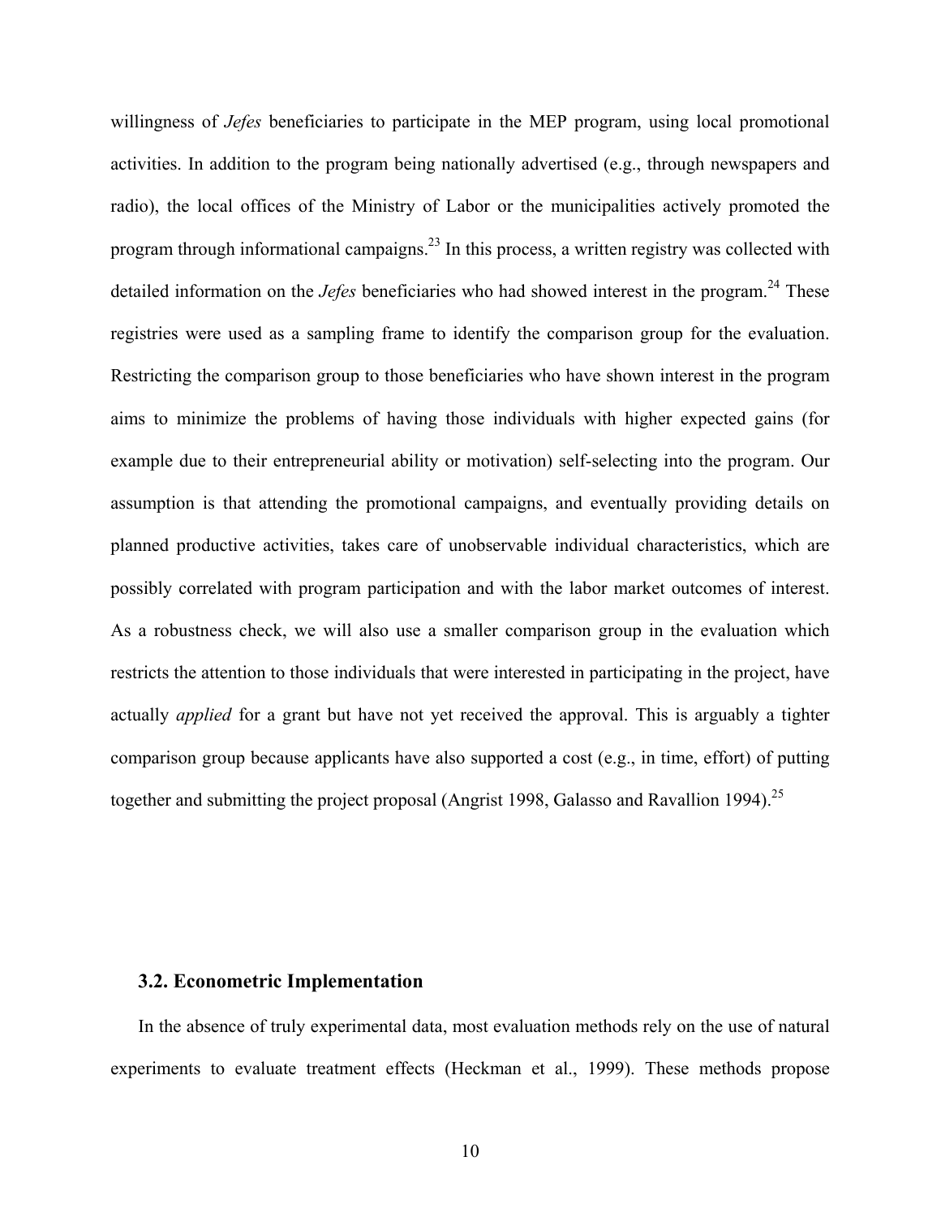willingness of *Jefes* beneficiaries to participate in the MEP program, using local promotional activities. In addition to the program being nationally advertised (e.g., through newspapers and radio), the local offices of the Ministry of Labor or the municipalities actively promoted the program through informational campaigns.[23] In this process, a written registry was collected with detailed information on the *Jefes* beneficiaries who had showed interest in the program.[24] These registries were used as a sampling frame to identify the comparison group for the evaluation. Restricting the comparison group to those beneficiaries who have shown interest in the program aims to minimize the problems of having those individuals with higher expected gains (for example due to their entrepreneurial ability or motivation) self-selecting into the program. Our assumption is that attending the promotional campaigns, and eventually providing details on planned productive activities, takes care of unobservable individual characteristics, which are possibly correlated with program participation and with the labor market outcomes of interest. As a robustness check, we will also use a smaller comparison group in the evaluation which restricts the attention to those individuals that were interested in participating in the project, have actually *applied* for a grant but have not yet received the approval. This is arguably a tighter comparison group because applicants have also supported a cost (e.g., in time, effort) of putting together and submitting the project proposal (Angrist 1998, Galasso and Ravallion 1994).[25]

### 3.2. Econometric Implementation

In the absence of truly experimental data, most evaluation methods rely on the use of natural experiments to evaluate treatment effects (Heckman et al., 1999). These methods propose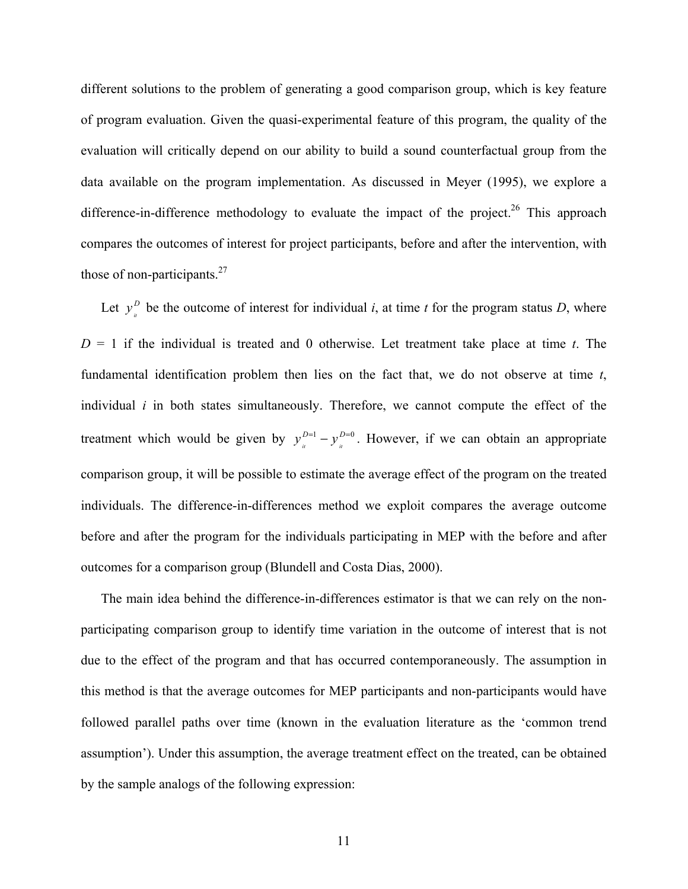different solutions to the problem of generating a good comparison group, which is key feature of program evaluation. Given the quasi-experimental feature of this program, the quality of the evaluation will critically depend on our ability to build a sound counterfactual group from the data available on the program implementation. As discussed in Meyer (1995), we explore a difference-in-difference methodology to evaluate the impact of the project.[26] This approach compares the outcomes of interest for project participants, before and after the intervention, with those of non-participants.[27]

Let $y_{it}^{D}$ be the outcome of interest for individual *i*, at time *t* for the program status *D*, where $D = 1$ if the individual is treated and 0 otherwise. Let treatment take place at time *t*. The fundamental identification problem then lies on the fact that, we do not observe at time *t*, individual *i* in both states simultaneously. Therefore, we cannot compute the effect of the treatment which would be given by $y_{it}^{D=1} - y_{it}^{D=0}$. However, if we can obtain an appropriate comparison group, it will be possible to estimate the average effect of the program on the treated individuals. The difference-in-differences method we exploit compares the average outcome before and after the program for the individuals participating in MEP with the before and after outcomes for a comparison group (Blundell and Costa Dias, 2000).

The main idea behind the difference-in-differences estimator is that we can rely on the non-participating comparison group to identify time variation in the outcome of interest that is not due to the effect of the program and that has occurred contemporaneously. The assumption in this method is that the average outcomes for MEP participants and non-participants would have followed parallel paths over time (known in the evaluation literature as the 'common trend assumption'). Under this assumption, the average treatment effect on the treated, can be obtained by the sample analogs of the following expression: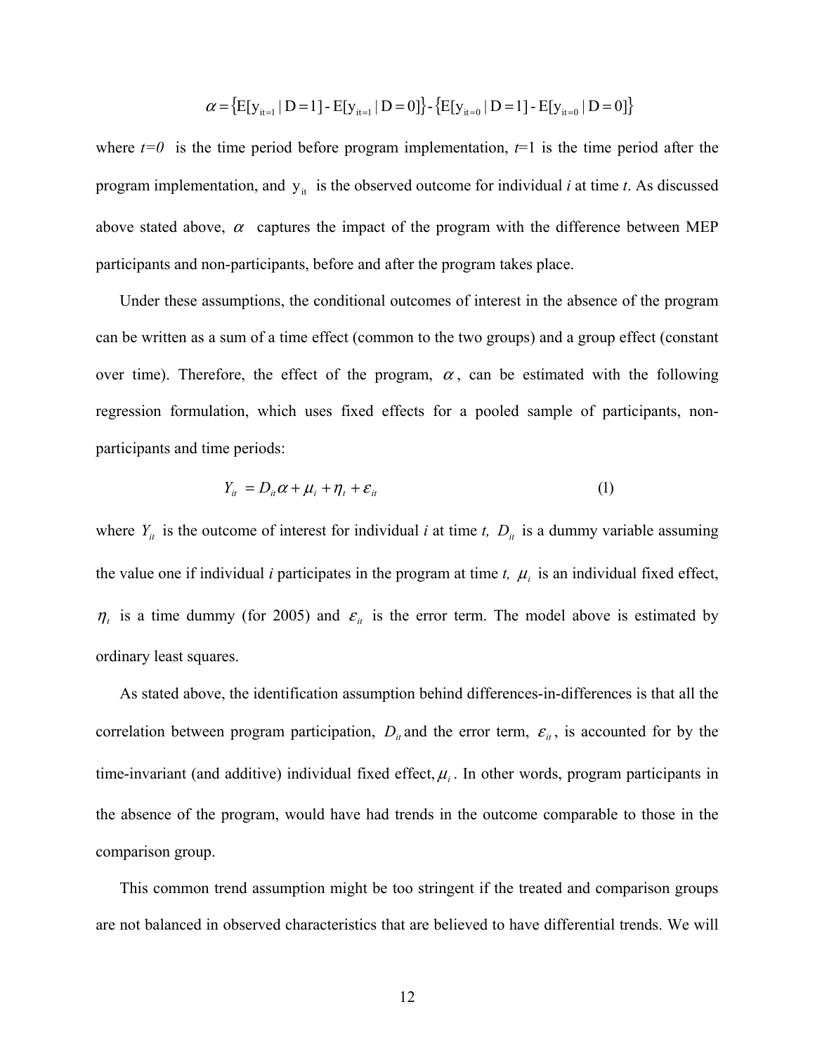$$\alpha = \{E[y_{it=1} \mid D=1] - E[y_{it=1} \mid D=0]\} - \{E[y_{it=0} \mid D=1] - E[y_{it=0} \mid D=0]\}$$

where $t=0$ is the time period before program implementation, $t=1$ is the time period after the program implementation, and $y_{it}$ is the observed outcome for individual *i* at time *t*. As discussed above stated above, $\alpha$ captures the impact of the program with the difference between MEP participants and non-participants, before and after the program takes place.

Under these assumptions, the conditional outcomes of interest in the absence of the program can be written as a sum of a time effect (common to the two groups) and a group effect (constant over time). Therefore, the effect of the program, $\alpha$, can be estimated with the following regression formulation, which uses fixed effects for a pooled sample of participants, non-participants and time periods:

$$Y_{it} = D_{it}\alpha + \mu_i + \eta_t + \varepsilon_{it} \tag{1}$$

where $Y_{it}$ is the outcome of interest for individual *i* at time *t*, $D_{it}$ is a dummy variable assuming the value one if individual *i* participates in the program at time *t*, $\mu_i$ is an individual fixed effect, $\eta_t$ is a time dummy (for 2005) and $\varepsilon_{it}$ is the error term. The model above is estimated by ordinary least squares.

As stated above, the identification assumption behind differences-in-differences is that all the correlation between program participation, $D_{it}$ and the error term, $\varepsilon_{it}$, is accounted for by the time-invariant (and additive) individual fixed effect, $\mu_i$. In other words, program participants in the absence of the program, would have had trends in the outcome comparable to those in the comparison group.

This common trend assumption might be too stringent if the treated and comparison groups are not balanced in observed characteristics that are believed to have differential trends. We will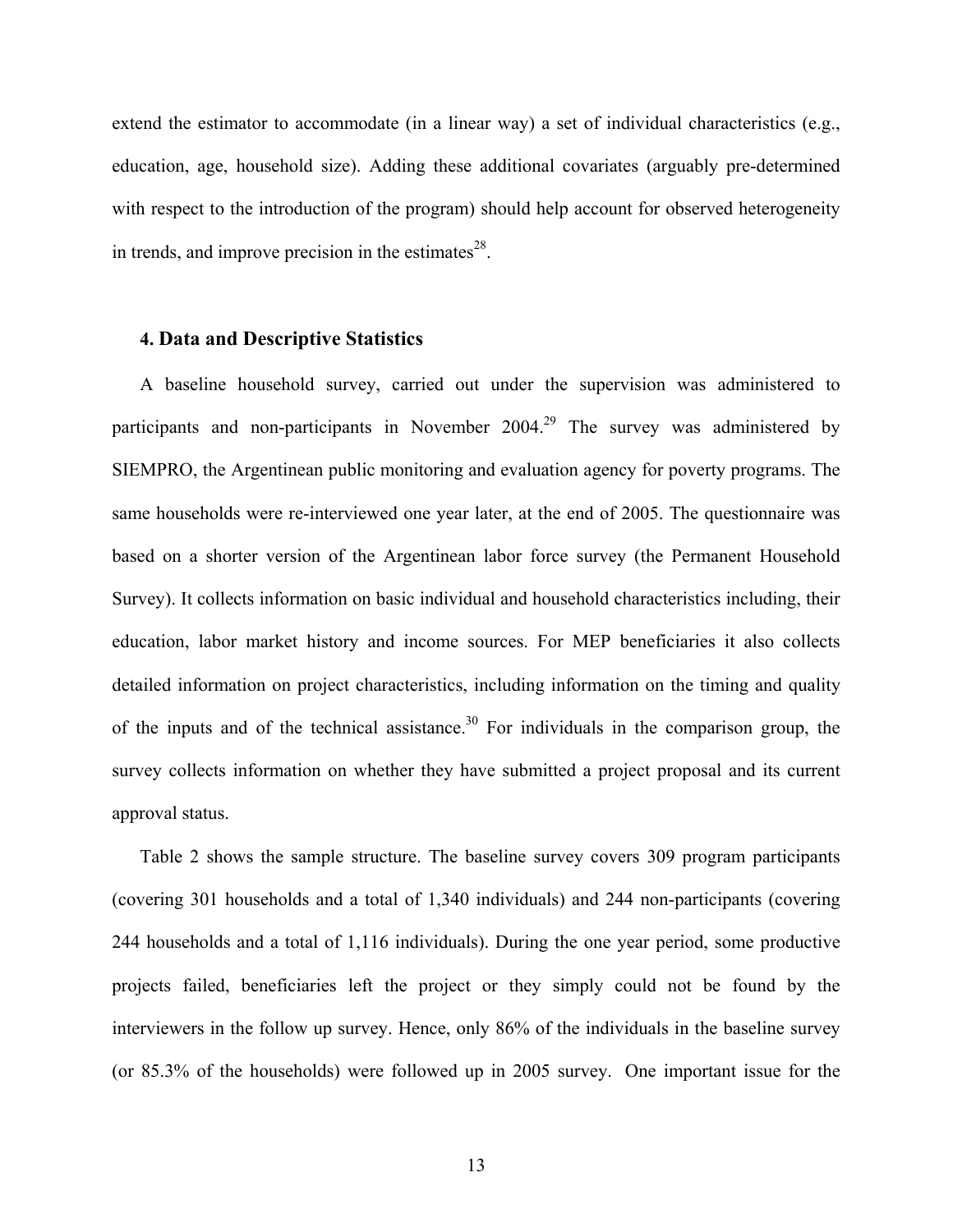extend the estimator to accommodate (in a linear way) a set of individual characteristics (e.g., education, age, household size). Adding these additional covariates (arguably pre-determined with respect to the introduction of the program) should help account for observed heterogeneity in trends, and improve precision in the estimates[28].

## 4. Data and Descriptive Statistics

A baseline household survey, carried out under the supervision was administered to participants and non-participants in November 2004.[29] The survey was administered by SIEMPRO, the Argentinean public monitoring and evaluation agency for poverty programs. The same households were re-interviewed one year later, at the end of 2005. The questionnaire was based on a shorter version of the Argentinean labor force survey (the Permanent Household Survey). It collects information on basic individual and household characteristics including, their education, labor market history and income sources. For MEP beneficiaries it also collects detailed information on project characteristics, including information on the timing and quality of the inputs and of the technical assistance.[30] For individuals in the comparison group, the survey collects information on whether they have submitted a project proposal and its current approval status.

Table 2 shows the sample structure. The baseline survey covers 309 program participants (covering 301 households and a total of 1,340 individuals) and 244 non-participants (covering 244 households and a total of 1,116 individuals). During the one year period, some productive projects failed, beneficiaries left the project or they simply could not be found by the interviewers in the follow up survey. Hence, only 86% of the individuals in the baseline survey (or 85.3% of the households) were followed up in 2005 survey. One important issue for the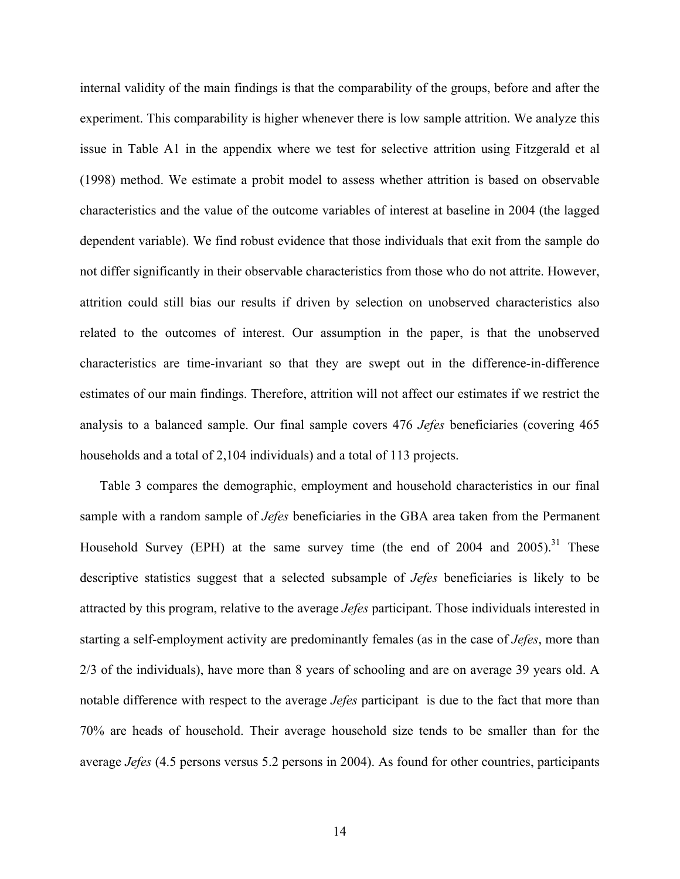internal validity of the main findings is that the comparability of the groups, before and after the experiment. This comparability is higher whenever there is low sample attrition. We analyze this issue in Table A1 in the appendix where we test for selective attrition using Fitzgerald et al (1998) method. We estimate a probit model to assess whether attrition is based on observable characteristics and the value of the outcome variables of interest at baseline in 2004 (the lagged dependent variable). We find robust evidence that those individuals that exit from the sample do not differ significantly in their observable characteristics from those who do not attrite. However, attrition could still bias our results if driven by selection on unobserved characteristics also related to the outcomes of interest. Our assumption in the paper, is that the unobserved characteristics are time-invariant so that they are swept out in the difference-in-difference estimates of our main findings. Therefore, attrition will not affect our estimates if we restrict the analysis to a balanced sample. Our final sample covers 476 *Jefes* beneficiaries (covering 465 households and a total of 2,104 individuals) and a total of 113 projects.

Table 3 compares the demographic, employment and household characteristics in our final sample with a random sample of *Jefes* beneficiaries in the GBA area taken from the Permanent Household Survey (EPH) at the same survey time (the end of 2004 and 2005).[31] These descriptive statistics suggest that a selected subsample of *Jefes* beneficiaries is likely to be attracted by this program, relative to the average *Jefes* participant. Those individuals interested in starting a self-employment activity are predominantly females (as in the case of *Jefes*, more than 2/3 of the individuals), have more than 8 years of schooling and are on average 39 years old. A notable difference with respect to the average *Jefes* participant is due to the fact that more than 70% are heads of household. Their average household size tends to be smaller than for the average *Jefes* (4.5 persons versus 5.2 persons in 2004). As found for other countries, participants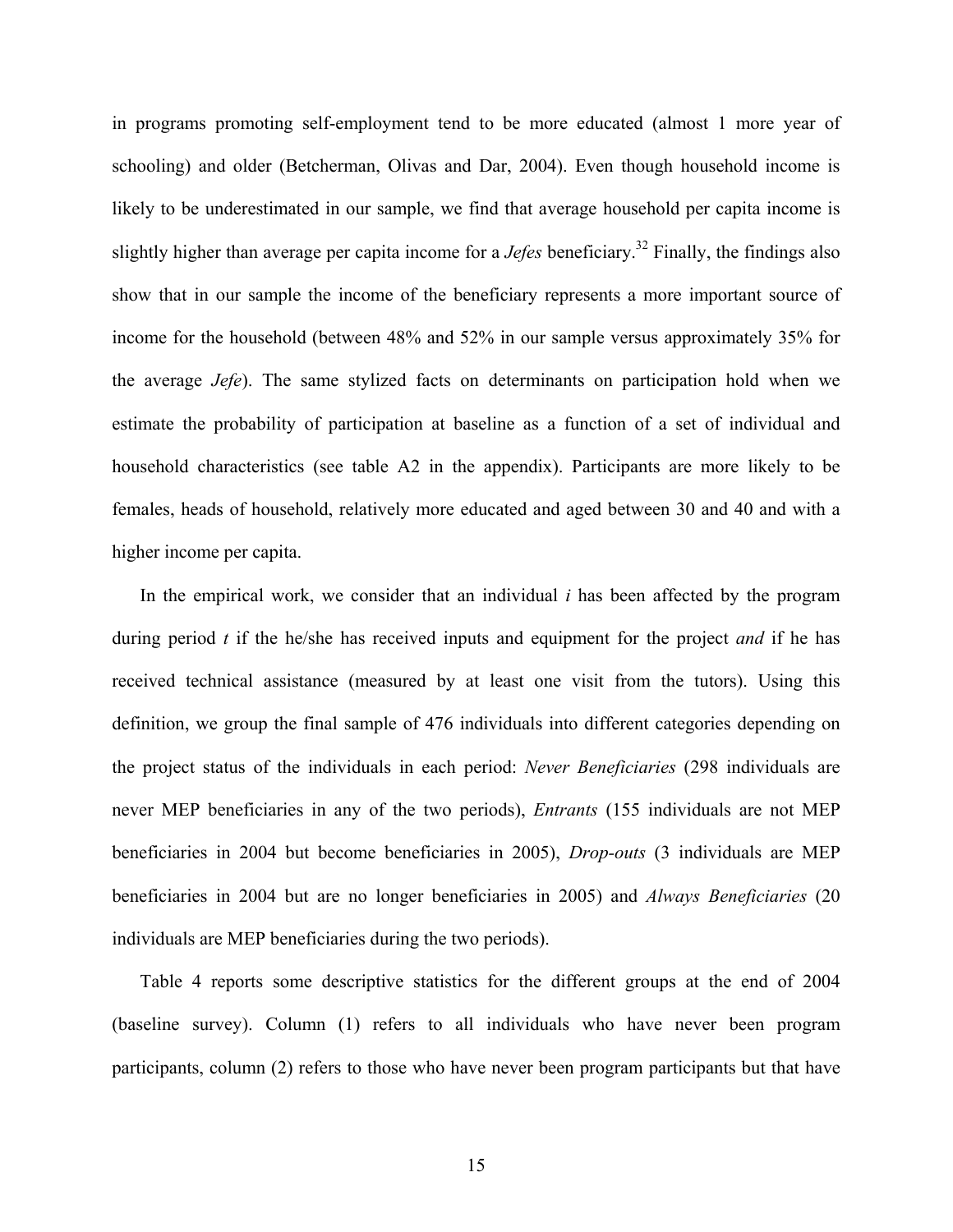in programs promoting self-employment tend to be more educated (almost 1 more year of schooling) and older (Betcherman, Olivas and Dar, 2004). Even though household income is likely to be underestimated in our sample, we find that average household per capita income is slightly higher than average per capita income for a *Jefes* beneficiary.[32] Finally, the findings also show that in our sample the income of the beneficiary represents a more important source of income for the household (between 48% and 52% in our sample versus approximately 35% for the average *Jefe*). The same stylized facts on determinants on participation hold when we estimate the probability of participation at baseline as a function of a set of individual and household characteristics (see table A2 in the appendix). Participants are more likely to be females, heads of household, relatively more educated and aged between 30 and 40 and with a higher income per capita.

In the empirical work, we consider that an individual $i$ has been affected by the program during period $t$ if the he/she has received inputs and equipment for the project *and* if he has received technical assistance (measured by at least one visit from the tutors). Using this definition, we group the final sample of 476 individuals into different categories depending on the project status of the individuals in each period: *Never Beneficiaries* (298 individuals are never MEP beneficiaries in any of the two periods), *Entrants* (155 individuals are not MEP beneficiaries in 2004 but become beneficiaries in 2005), *Drop-outs* (3 individuals are MEP beneficiaries in 2004 but are no longer beneficiaries in 2005) and *Always Beneficiaries* (20 individuals are MEP beneficiaries during the two periods).

Table 4 reports some descriptive statistics for the different groups at the end of 2004 (baseline survey). Column (1) refers to all individuals who have never been program participants, column (2) refers to those who have never been program participants but that have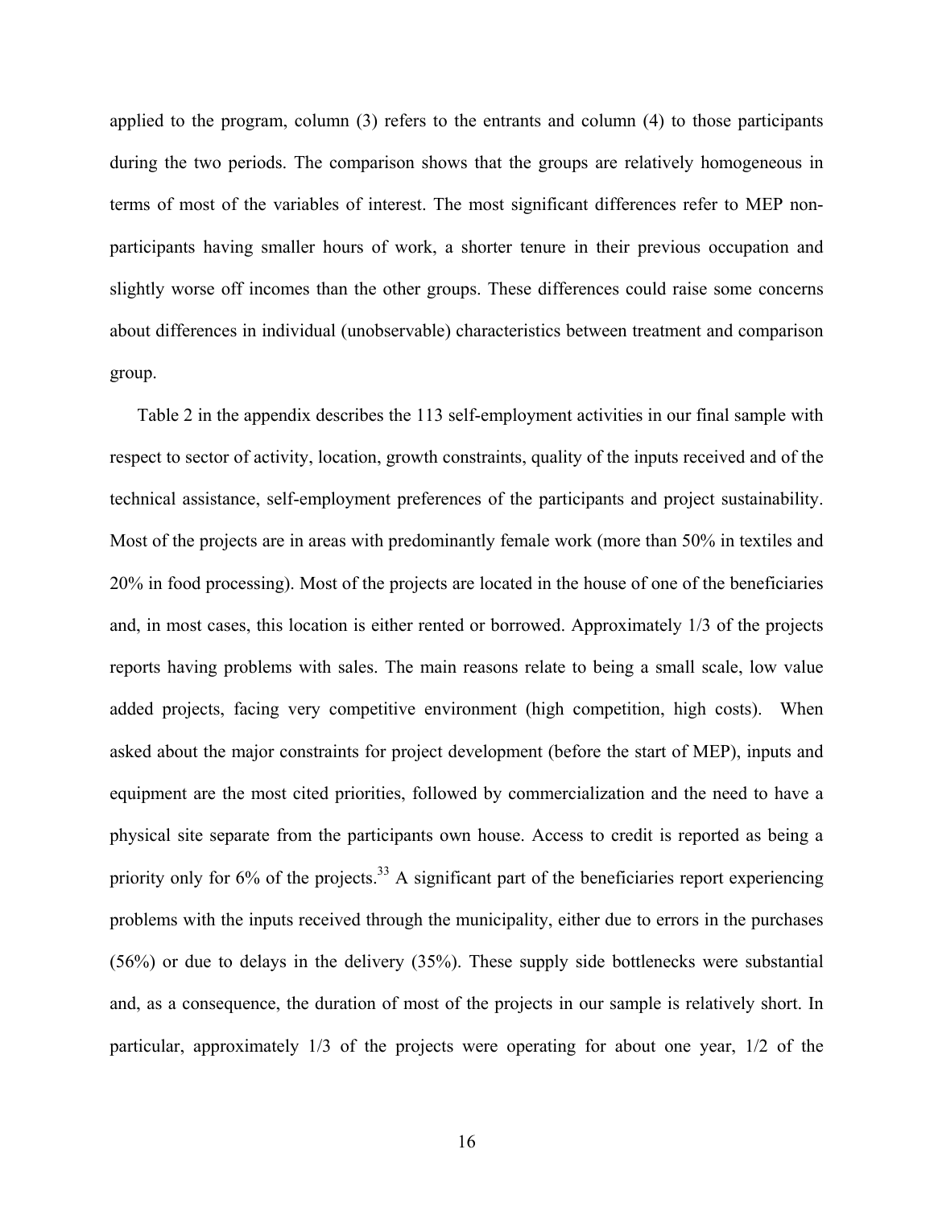applied to the program, column (3) refers to the entrants and column (4) to those participants during the two periods. The comparison shows that the groups are relatively homogeneous in terms of most of the variables of interest. The most significant differences refer to MEP non-participants having smaller hours of work, a shorter tenure in their previous occupation and slightly worse off incomes than the other groups. These differences could raise some concerns about differences in individual (unobservable) characteristics between treatment and comparison group.

Table 2 in the appendix describes the 113 self-employment activities in our final sample with respect to sector of activity, location, growth constraints, quality of the inputs received and of the technical assistance, self-employment preferences of the participants and project sustainability. Most of the projects are in areas with predominantly female work (more than 50% in textiles and 20% in food processing). Most of the projects are located in the house of one of the beneficiaries and, in most cases, this location is either rented or borrowed. Approximately 1/3 of the projects reports having problems with sales. The main reasons relate to being a small scale, low value added projects, facing very competitive environment (high competition, high costs). When asked about the major constraints for project development (before the start of MEP), inputs and equipment are the most cited priorities, followed by commercialization and the need to have a physical site separate from the participants own house. Access to credit is reported as being a priority only for 6% of the projects.[33] A significant part of the beneficiaries report experiencing problems with the inputs received through the municipality, either due to errors in the purchases (56%) or due to delays in the delivery (35%). These supply side bottlenecks were substantial and, as a consequence, the duration of most of the projects in our sample is relatively short. In particular, approximately 1/3 of the projects were operating for about one year, 1/2 of the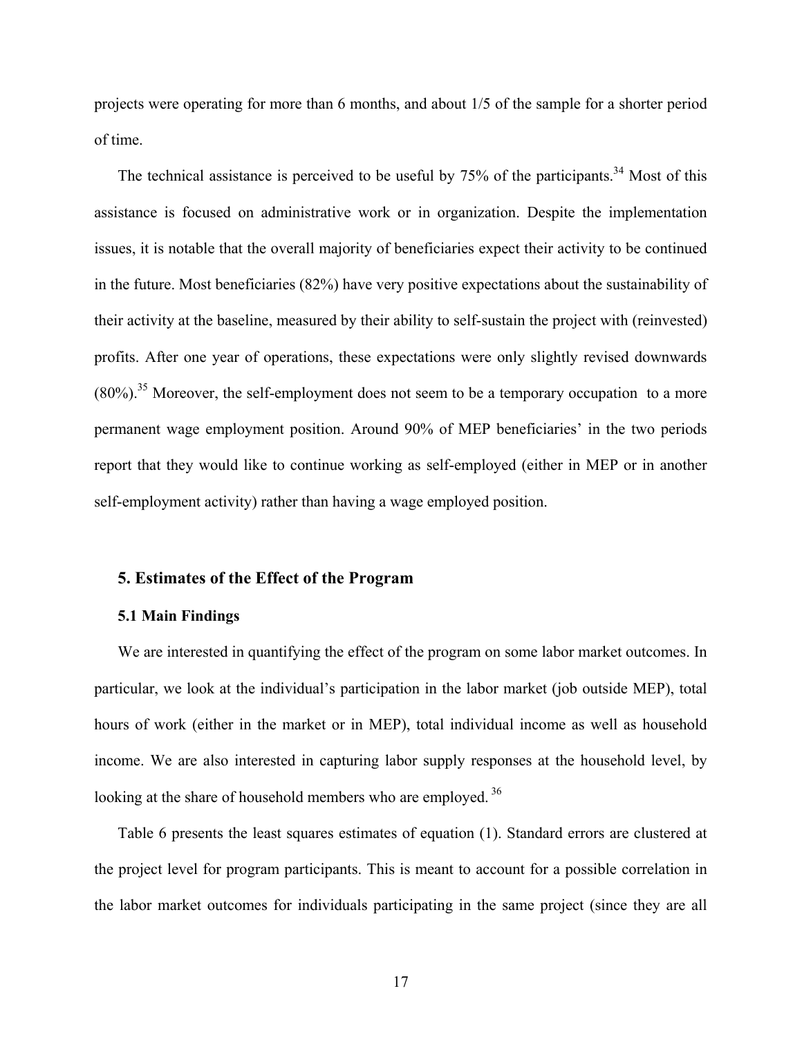projects were operating for more than 6 months, and about 1/5 of the sample for a shorter period of time.

The technical assistance is perceived to be useful by 75% of the participants.[34] Most of this assistance is focused on administrative work or in organization. Despite the implementation issues, it is notable that the overall majority of beneficiaries expect their activity to be continued in the future. Most beneficiaries (82%) have very positive expectations about the sustainability of their activity at the baseline, measured by their ability to self-sustain the project with (reinvested) profits. After one year of operations, these expectations were only slightly revised downwards (80%).[35] Moreover, the self-employment does not seem to be a temporary occupation to a more permanent wage employment position. Around 90% of MEP beneficiaries' in the two periods report that they would like to continue working as self-employed (either in MEP or in another self-employment activity) rather than having a wage employed position.

## 5. Estimates of the Effect of the Program

### 5.1 Main Findings

We are interested in quantifying the effect of the program on some labor market outcomes. In particular, we look at the individual's participation in the labor market (job outside MEP), total hours of work (either in the market or in MEP), total individual income as well as household income. We are also interested in capturing labor supply responses at the household level, by looking at the share of household members who are employed.[36]

Table 6 presents the least squares estimates of equation (1). Standard errors are clustered at the project level for program participants. This is meant to account for a possible correlation in the labor market outcomes for individuals participating in the same project (since they are all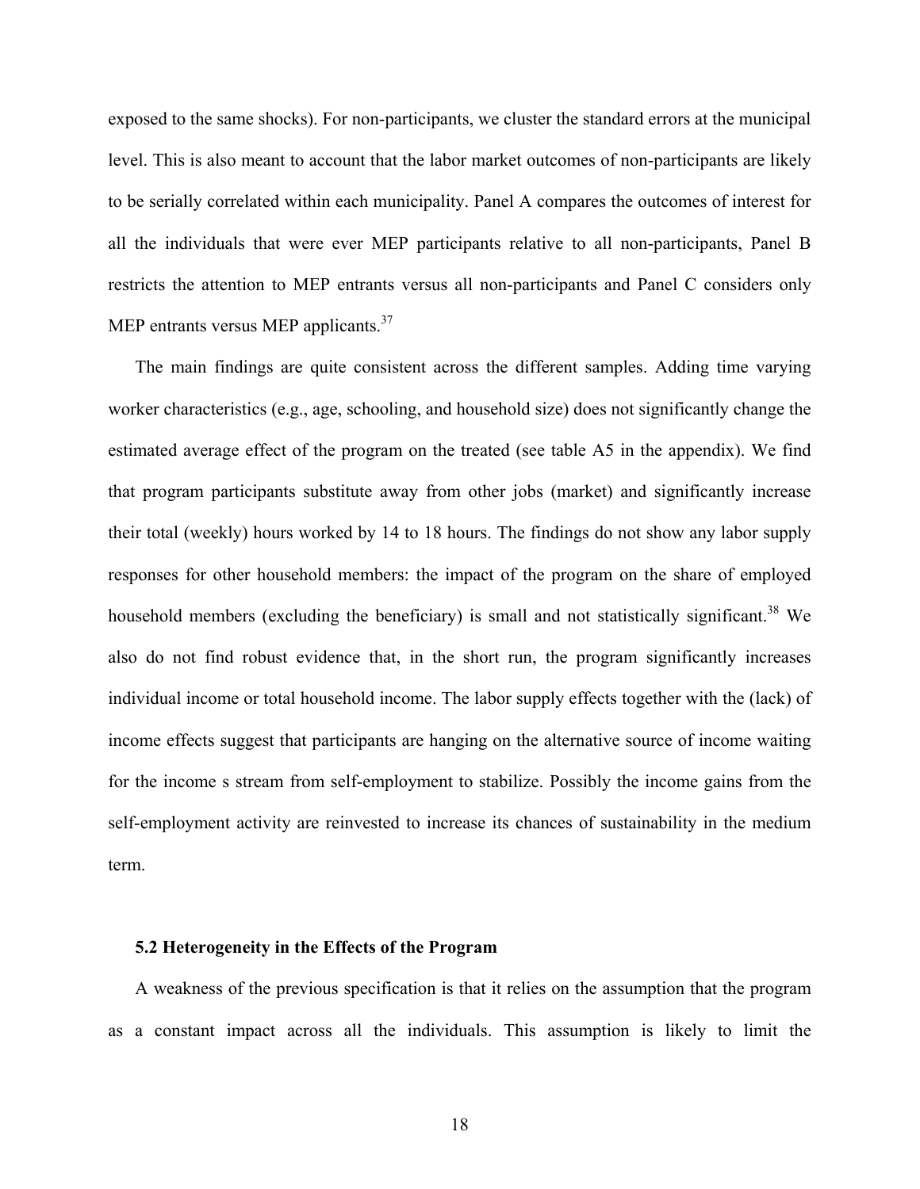exposed to the same shocks). For non-participants, we cluster the standard errors at the municipal level. This is also meant to account that the labor market outcomes of non-participants are likely to be serially correlated within each municipality. Panel A compares the outcomes of interest for all the individuals that were ever MEP participants relative to all non-participants, Panel B restricts the attention to MEP entrants versus all non-participants and Panel C considers only MEP entrants versus MEP applicants.[37]

The main findings are quite consistent across the different samples. Adding time varying worker characteristics (e.g., age, schooling, and household size) does not significantly change the estimated average effect of the program on the treated (see table A5 in the appendix). We find that program participants substitute away from other jobs (market) and significantly increase their total (weekly) hours worked by 14 to 18 hours. The findings do not show any labor supply responses for other household members: the impact of the program on the share of employed household members (excluding the beneficiary) is small and not statistically significant.[38] We also do not find robust evidence that, in the short run, the program significantly increases individual income or total household income. The labor supply effects together with the (lack) of income effects suggest that participants are hanging on the alternative source of income waiting for the income s stream from self-employment to stabilize. Possibly the income gains from the self-employment activity are reinvested to increase its chances of sustainability in the medium term.

### 5.2 Heterogeneity in the Effects of the Program

A weakness of the previous specification is that it relies on the assumption that the program as a constant impact across all the individuals. This assumption is likely to limit the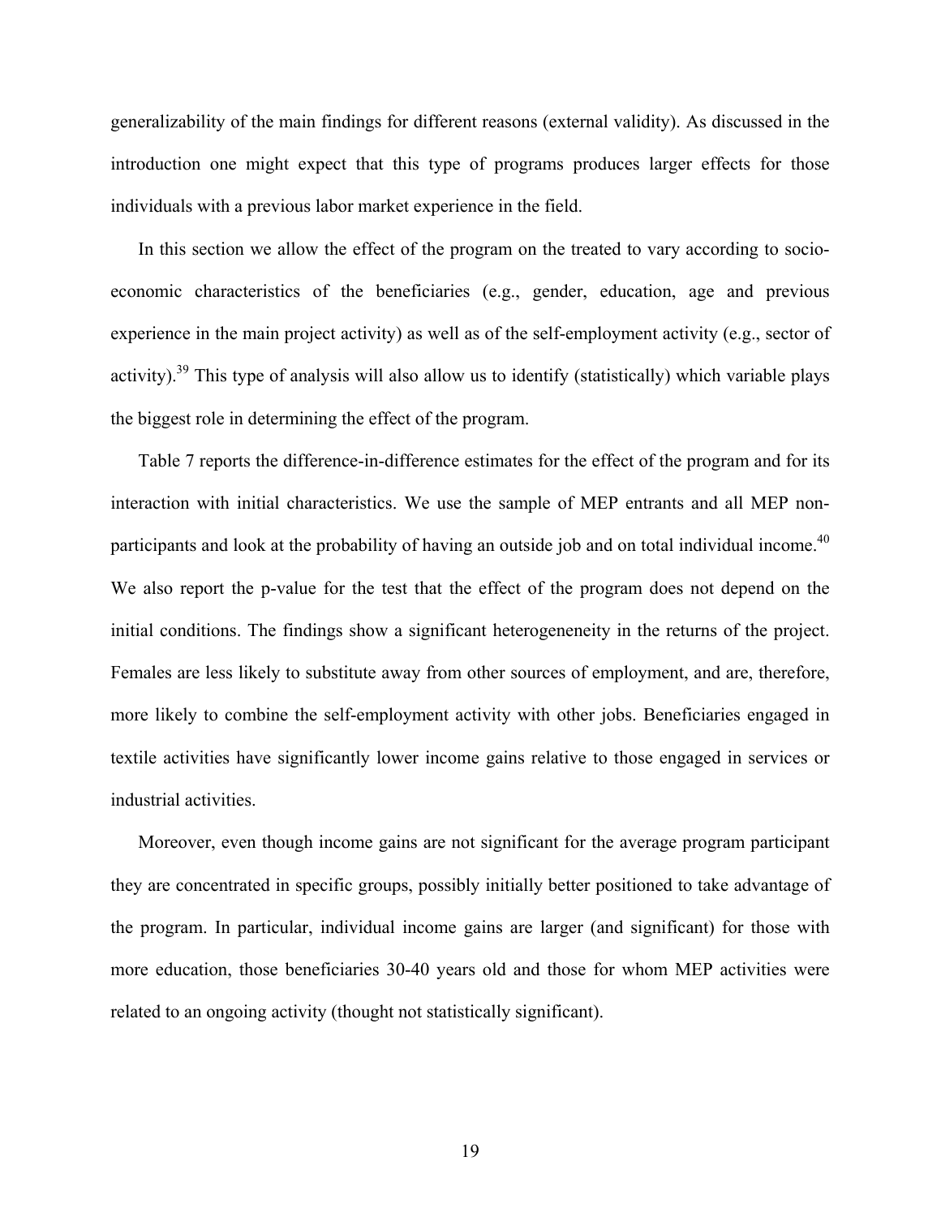generalizability of the main findings for different reasons (external validity). As discussed in the introduction one might expect that this type of programs produces larger effects for those individuals with a previous labor market experience in the field.

In this section we allow the effect of the program on the treated to vary according to socio-economic characteristics of the beneficiaries (e.g., gender, education, age and previous experience in the main project activity) as well as of the self-employment activity (e.g., sector of activity).[39] This type of analysis will also allow us to identify (statistically) which variable plays the biggest role in determining the effect of the program.

Table 7 reports the difference-in-difference estimates for the effect of the program and for its interaction with initial characteristics. We use the sample of MEP entrants and all MEP non-participants and look at the probability of having an outside job and on total individual income.[40] We also report the p-value for the test that the effect of the program does not depend on the initial conditions. The findings show a significant heterogeneneity in the returns of the project. Females are less likely to substitute away from other sources of employment, and are, therefore, more likely to combine the self-employment activity with other jobs. Beneficiaries engaged in textile activities have significantly lower income gains relative to those engaged in services or industrial activities.

Moreover, even though income gains are not significant for the average program participant they are concentrated in specific groups, possibly initially better positioned to take advantage of the program. In particular, individual income gains are larger (and significant) for those with more education, those beneficiaries 30-40 years old and those for whom MEP activities were related to an ongoing activity (thought not statistically significant).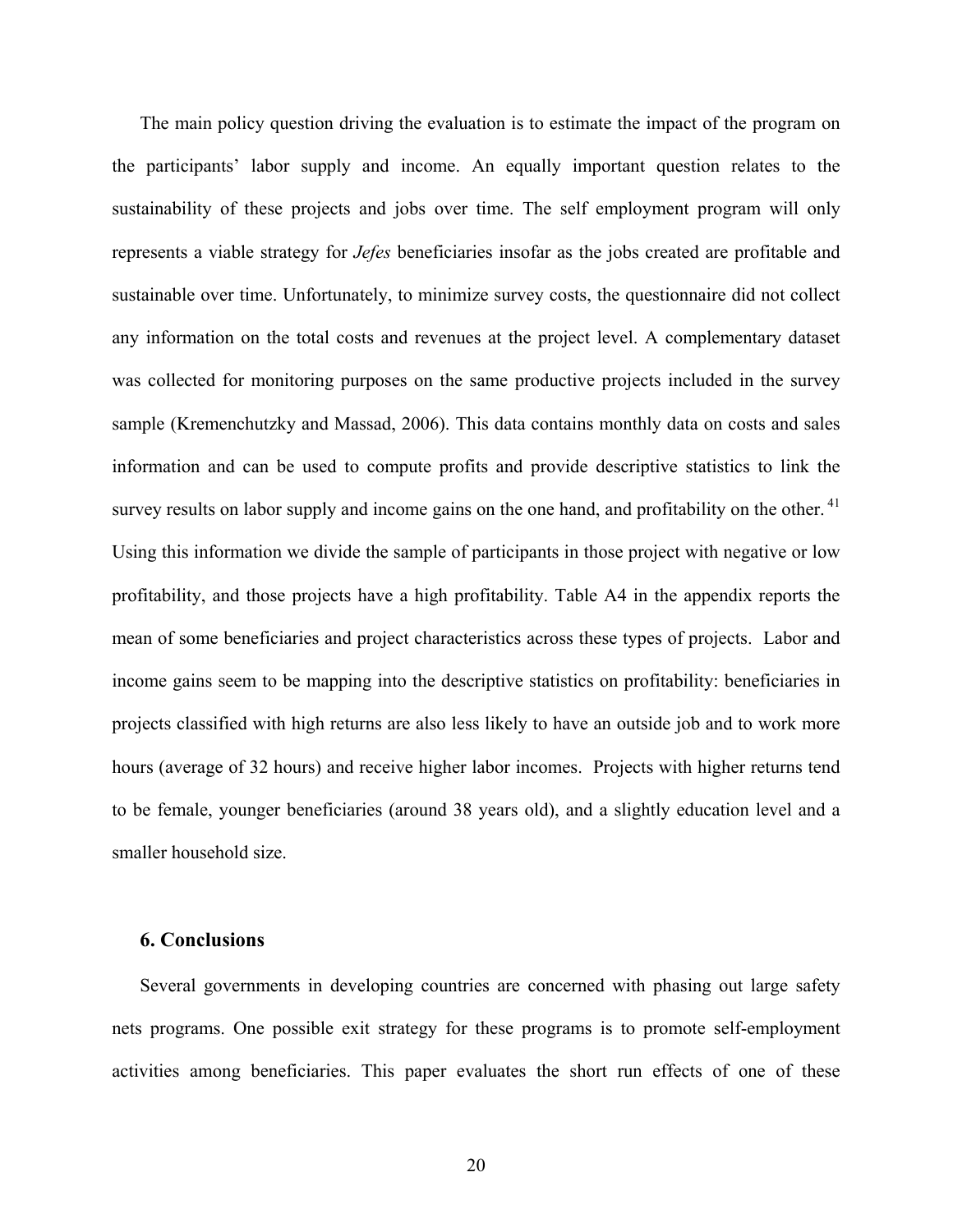The main policy question driving the evaluation is to estimate the impact of the program on the participants' labor supply and income. An equally important question relates to the sustainability of these projects and jobs over time. The self employment program will only represents a viable strategy for *Jefes* beneficiaries insofar as the jobs created are profitable and sustainable over time. Unfortunately, to minimize survey costs, the questionnaire did not collect any information on the total costs and revenues at the project level. A complementary dataset was collected for monitoring purposes on the same productive projects included in the survey sample (Kremenchutzky and Massad, 2006). This data contains monthly data on costs and sales information and can be used to compute profits and provide descriptive statistics to link the survey results on labor supply and income gains on the one hand, and profitability on the other. [41] Using this information we divide the sample of participants in those project with negative or low profitability, and those projects have a high profitability. Table A4 in the appendix reports the mean of some beneficiaries and project characteristics across these types of projects. Labor and income gains seem to be mapping into the descriptive statistics on profitability: beneficiaries in projects classified with high returns are also less likely to have an outside job and to work more hours (average of 32 hours) and receive higher labor incomes. Projects with higher returns tend to be female, younger beneficiaries (around 38 years old), and a slightly education level and a smaller household size.

## 6. Conclusions

Several governments in developing countries are concerned with phasing out large safety nets programs. One possible exit strategy for these programs is to promote self-employment activities among beneficiaries. This paper evaluates the short run effects of one of these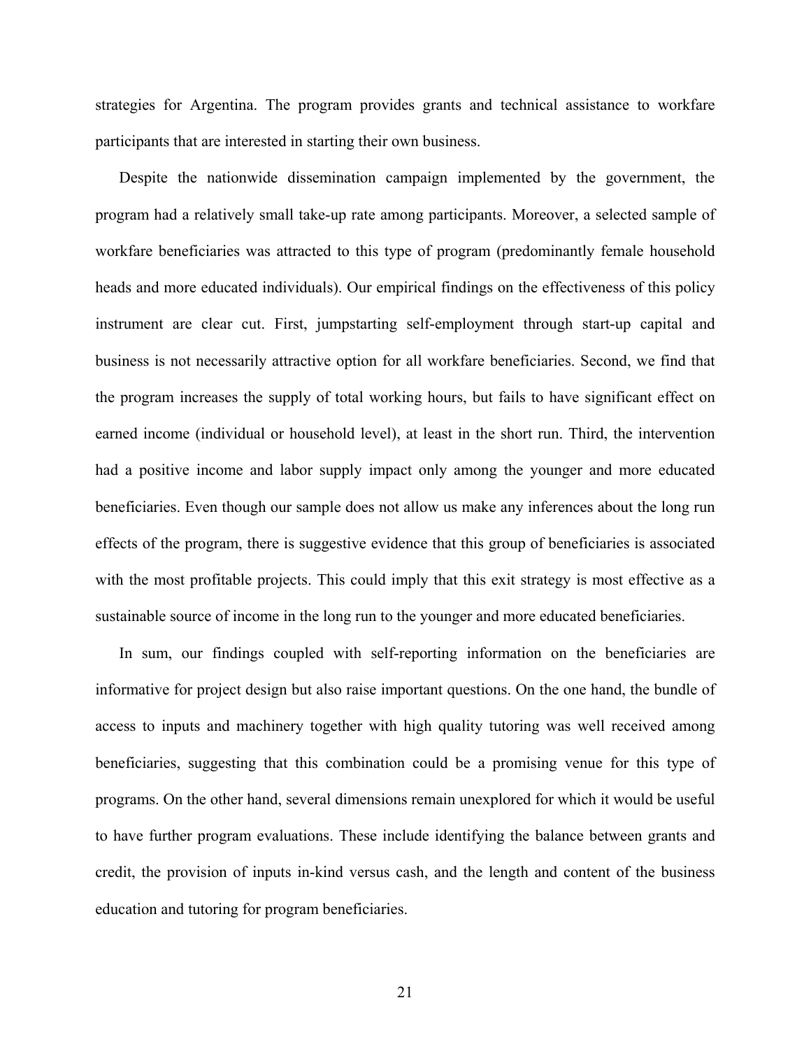strategies for Argentina. The program provides grants and technical assistance to workfare participants that are interested in starting their own business.

Despite the nationwide dissemination campaign implemented by the government, the program had a relatively small take-up rate among participants. Moreover, a selected sample of workfare beneficiaries was attracted to this type of program (predominantly female household heads and more educated individuals). Our empirical findings on the effectiveness of this policy instrument are clear cut. First, jumpstarting self-employment through start-up capital and business is not necessarily attractive option for all workfare beneficiaries. Second, we find that the program increases the supply of total working hours, but fails to have significant effect on earned income (individual or household level), at least in the short run. Third, the intervention had a positive income and labor supply impact only among the younger and more educated beneficiaries. Even though our sample does not allow us make any inferences about the long run effects of the program, there is suggestive evidence that this group of beneficiaries is associated with the most profitable projects. This could imply that this exit strategy is most effective as a sustainable source of income in the long run to the younger and more educated beneficiaries.

In sum, our findings coupled with self-reporting information on the beneficiaries are informative for project design but also raise important questions. On the one hand, the bundle of access to inputs and machinery together with high quality tutoring was well received among beneficiaries, suggesting that this combination could be a promising venue for this type of programs. On the other hand, several dimensions remain unexplored for which it would be useful to have further program evaluations. These include identifying the balance between grants and credit, the provision of inputs in-kind versus cash, and the length and content of the business education and tutoring for program beneficiaries.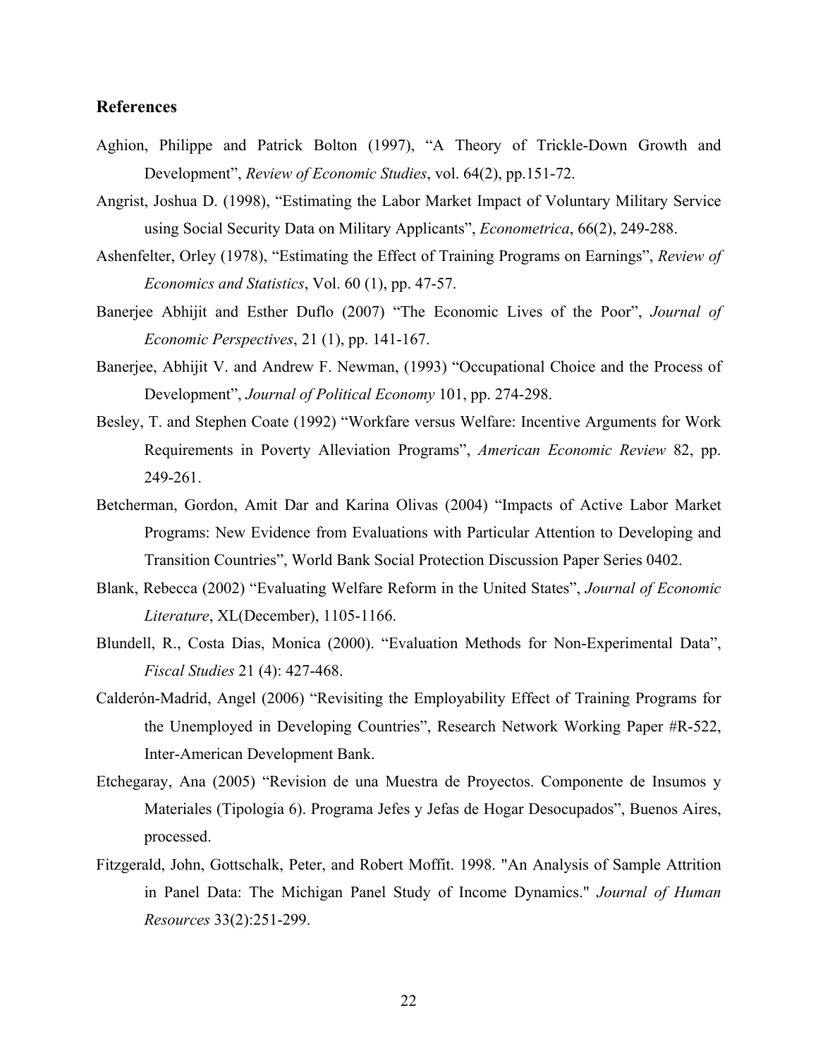## References

Aghion, Philippe and Patrick Bolton (1997), "A Theory of Trickle-Down Growth and Development", *Review of Economic Studies*, vol. 64(2), pp.151-72.

Angrist, Joshua D. (1998), "Estimating the Labor Market Impact of Voluntary Military Service using Social Security Data on Military Applicants", *Econometrica*, 66(2), 249-288.

Ashenfelter, Orley (1978), "Estimating the Effect of Training Programs on Earnings", *Review of Economics and Statistics*, Vol. 60 (1), pp. 47-57.

Banerjee Abhijit and Esther Duflo (2007) "The Economic Lives of the Poor", *Journal of Economic Perspectives*, 21 (1), pp. 141-167.

Banerjee, Abhijit V. and Andrew F. Newman, (1993) "Occupational Choice and the Process of Development", *Journal of Political Economy* 101, pp. 274-298.

Besley, T. and Stephen Coate (1992) "Workfare versus Welfare: Incentive Arguments for Work Requirements in Poverty Alleviation Programs", *American Economic Review* 82, pp. 249-261.

Betcherman, Gordon, Amit Dar and Karina Olivas (2004) "Impacts of Active Labor Market Programs: New Evidence from Evaluations with Particular Attention to Developing and Transition Countries", World Bank Social Protection Discussion Paper Series 0402.

Blank, Rebecca (2002) "Evaluating Welfare Reform in the United States", *Journal of Economic Literature*, XL(December), 1105-1166.

Blundell, R., Costa Dias, Monica (2000). "Evaluation Methods for Non-Experimental Data", *Fiscal Studies* 21 (4): 427-468.

Calderón-Madrid, Angel (2006) "Revisiting the Employability Effect of Training Programs for the Unemployed in Developing Countries", Research Network Working Paper #R-522, Inter-American Development Bank.

Etchegaray, Ana (2005) "Revision de una Muestra de Proyectos. Componente de Insumos y Materiales (Tipologia 6). Programa Jefes y Jefas de Hogar Desocupados", Buenos Aires, processed.

Fitzgerald, John, Gottschalk, Peter, and Robert Moffit. 1998. "An Analysis of Sample Attrition in Panel Data: The Michigan Panel Study of Income Dynamics." *Journal of Human Resources* 33(2):251-299.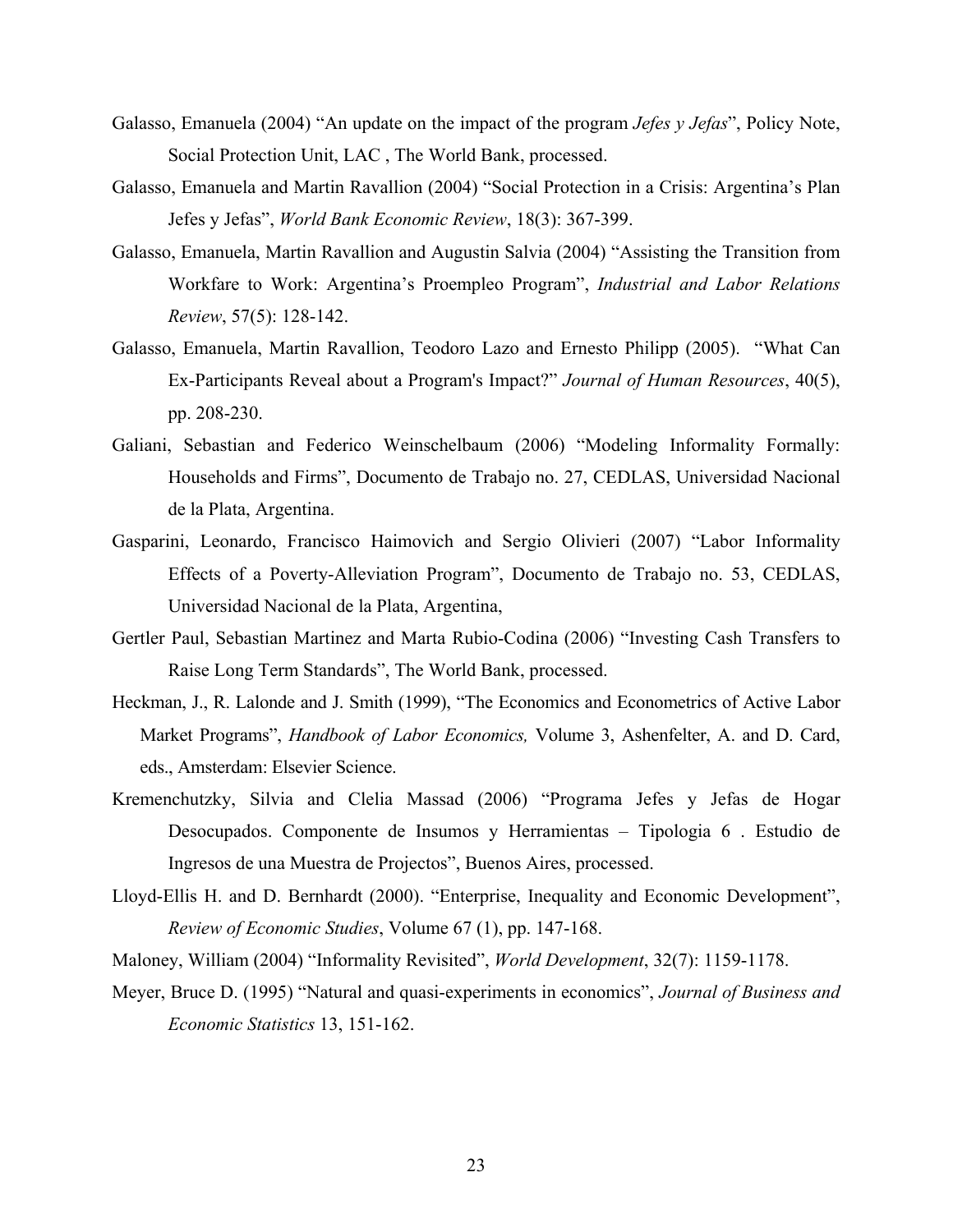Galasso, Emanuela (2004) "An update on the impact of the program *Jefes y Jefas*", Policy Note, Social Protection Unit, LAC , The World Bank, processed.

Galasso, Emanuela and Martin Ravallion (2004) "Social Protection in a Crisis: Argentina's Plan Jefes y Jefas", *World Bank Economic Review*, 18(3): 367-399.

Galasso, Emanuela, Martin Ravallion and Augustin Salvia (2004) "Assisting the Transition from Workfare to Work: Argentina's Proempleo Program", *Industrial and Labor Relations Review*, 57(5): 128-142.

Galasso, Emanuela, Martin Ravallion, Teodoro Lazo and Ernesto Philipp (2005). "What Can Ex-Participants Reveal about a Program's Impact?" *Journal of Human Resources*, 40(5), pp. 208-230.

Galiani, Sebastian and Federico Weinschelbaum (2006) "Modeling Informality Formally: Households and Firms", Documento de Trabajo no. 27, CEDLAS, Universidad Nacional de la Plata, Argentina.

Gasparini, Leonardo, Francisco Haimovich and Sergio Olivieri (2007) "Labor Informality Effects of a Poverty-Alleviation Program", Documento de Trabajo no. 53, CEDLAS, Universidad Nacional de la Plata, Argentina,

Gertler Paul, Sebastian Martinez and Marta Rubio-Codina (2006) "Investing Cash Transfers to Raise Long Term Standards", The World Bank, processed.

Heckman, J., R. Lalonde and J. Smith (1999), "The Economics and Econometrics of Active Labor Market Programs", *Handbook of Labor Economics,* Volume 3, Ashenfelter, A. and D. Card, eds., Amsterdam: Elsevier Science.

Kremenchutzky, Silvia and Clelia Massad (2006) "Programa Jefes y Jefas de Hogar Desocupados. Componente de Insumos y Herramientas – Tipologia 6 . Estudio de Ingresos de una Muestra de Projectos", Buenos Aires, processed.

Lloyd-Ellis H. and D. Bernhardt (2000). "Enterprise, Inequality and Economic Development", *Review of Economic Studies*, Volume 67 (1), pp. 147-168.

Maloney, William (2004) "Informality Revisited", *World Development*, 32(7): 1159-1178.

Meyer, Bruce D. (1995) "Natural and quasi-experiments in economics", *Journal of Business and Economic Statistics* 13, 151-162.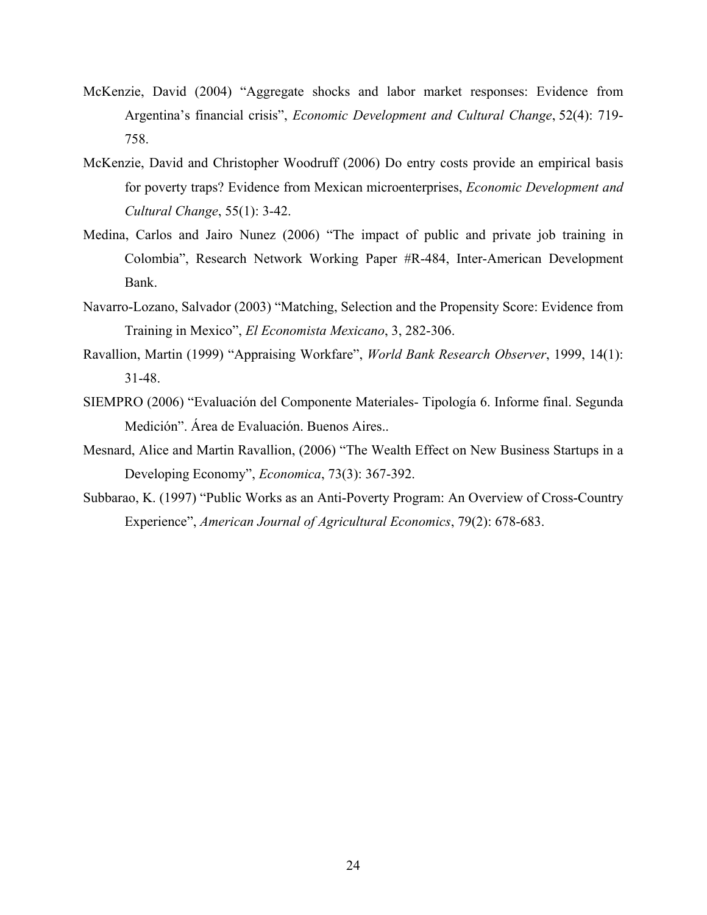McKenzie, David (2004) "Aggregate shocks and labor market responses: Evidence from Argentina's financial crisis", *Economic Development and Cultural Change*, 52(4): 719-758.

McKenzie, David and Christopher Woodruff (2006) Do entry costs provide an empirical basis for poverty traps? Evidence from Mexican microenterprises, *Economic Development and Cultural Change*, 55(1): 3-42.

Medina, Carlos and Jairo Nunez (2006) "The impact of public and private job training in Colombia", Research Network Working Paper #R-484, Inter-American Development Bank.

Navarro-Lozano, Salvador (2003) "Matching, Selection and the Propensity Score: Evidence from Training in Mexico", *El Economista Mexicano*, 3, 282-306.

Ravallion, Martin (1999) "Appraising Workfare", *World Bank Research Observer*, 1999, 14(1): 31-48.

SIEMPRO (2006) "Evaluación del Componente Materiales- Tipología 6. Informe final. Segunda Medición". Área de Evaluación. Buenos Aires..

Mesnard, Alice and Martin Ravallion, (2006) "The Wealth Effect on New Business Startups in a Developing Economy", *Economica*, 73(3): 367-392.

Subbarao, K. (1997) "Public Works as an Anti-Poverty Program: An Overview of Cross-Country Experience", *American Journal of Agricultural Economics*, 79(2): 678-683.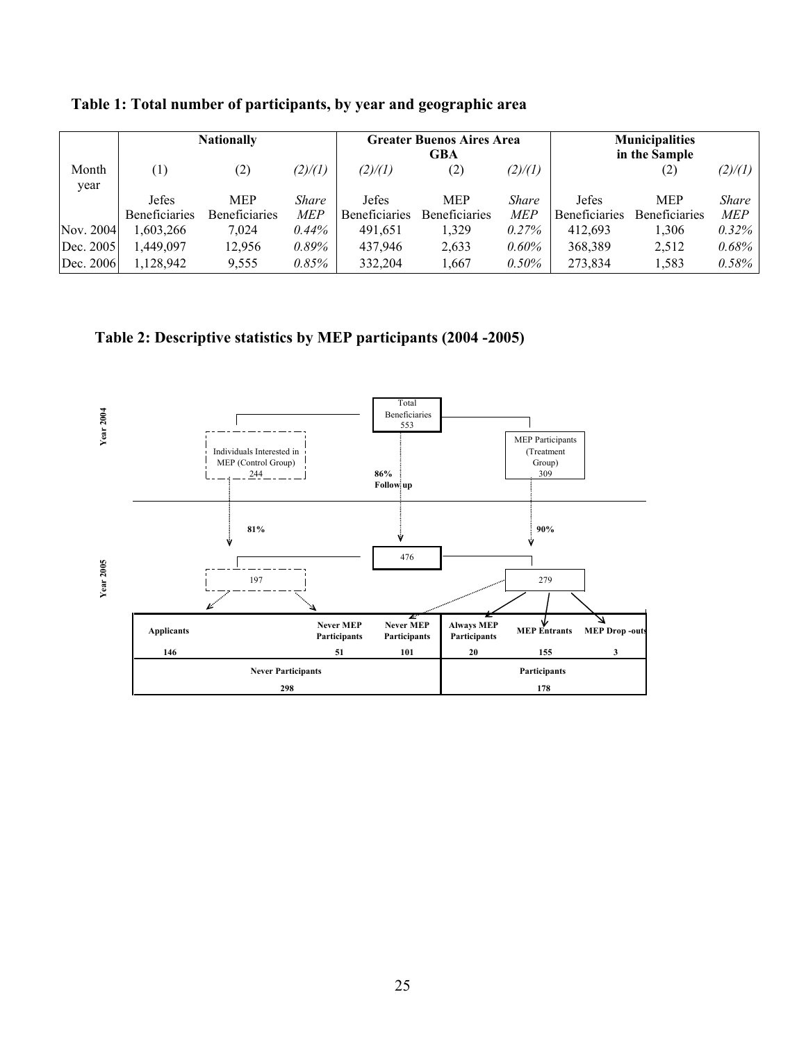**Table 1: Total number of participants, by year and geographic area**

| | Nationally | | | Greater Buenos Aires Area GBA | | | Municipalities in the Sample | | |
|---|---|---|---|---|---|---|---|---|---|
| Month year | (1) | (2) | *(2)/(1)* | *(2)/(1)* | (2) | *(2)/(1)* | | (2) | *(2)/(1)* |
| | Jefes Beneficiaries | MEP Beneficiaries | *Share MEP* | Jefes Beneficiaries | MEP Beneficiaries | *Share MEP* | Jefes Beneficiaries | MEP Beneficiaries | *Share MEP* |
| Nov. 2004 | 1,603,266 | 7,024 | *0.44%* | 491,651 | 1,329 | *0.27%* | 412,693 | 1,306 | *0.32%* |
| Dec. 2005 | 1,449,097 | 12,956 | *0.89%* | 437,946 | 2,633 | *0.60%* | 368,389 | 2,512 | *0.68%* |
| Dec. 2006 | 1,128,942 | 9,555 | *0.85%* | 332,204 | 1,667 | *0.50%* | 273,834 | 1,583 | *0.58%* |

**Table 2: Descriptive statistics by MEP participants (2004 -2005)**

**Year 2004**

- Total Beneficiaries: 553
  - Individuals Interested in MEP (Control Group): 244
  - MEP Participants (Treatment Group): 309

Follow up: 81% (control), 86% (total), 90% (treatment)

**Year 2005**

- Total: 476
  - Control: 197
  - Treatment: 279

| Applicants | Never MEP Participants | Never MEP Participants | Always MEP Participants | MEP Entrants | MEP Drop -outs |
|---|---|---|---|---|---|
| 146 | 51 | 101 | 20 | 155 | 3 |
| **Never Participants** | | | **Participants** | | |
| 298 | | | 178 | | |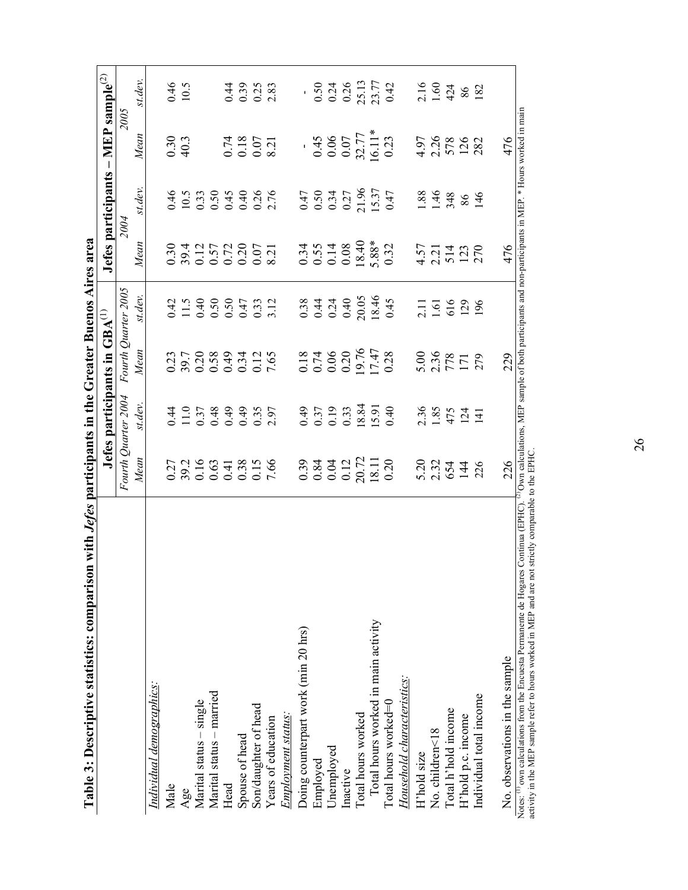**Table 3: Descriptive statistics: comparison with *Jefes* participants in the Greater Buenos Aires area**

| | Jefes participants in GBA[(1)] | | | | Jefes participants – MEP sample[(2)] | | | |
|---|---|---|---|---|---|---|---|---|
| | *Fourth Quarter 2004* | | *Fourth Quarter 2005* | | *2004* | | *2005* | |
| | *Mean* | *st.dev.* | *Mean* | *st.dev.* | *Mean* | *st.dev.* | *Mean* | *st.dev.* |
| *Individual demographics:* | | | | | | | | |
| Male | 0.27 | 0.44 | 0.23 | 0.42 | 0.30 | 0.46 | 0.30 | 0.46 |
| Age | 39.2 | 11.0 | 39.7 | 11.5 | 39.4 | 10.5 | 40.3 | 10.5 |
| Marital status – single | 0.16 | 0.37 | 0.20 | 0.40 | 0.12 | 0.33 | | |
| Marital status – married | 0.63 | 0.48 | 0.58 | 0.50 | 0.57 | 0.50 | | |
| Head | 0.41 | 0.49 | 0.49 | 0.50 | 0.72 | 0.45 | 0.74 | 0.44 |
| Spouse of head | 0.38 | 0.49 | 0.34 | 0.47 | 0.20 | 0.40 | 0.18 | 0.39 |
| Son/daughter of head | 0.15 | 0.35 | 0.12 | 0.33 | 0.07 | 0.26 | 0.07 | 0.25 |
| Years of education | 7.66 | 2.97 | 7.65 | 3.12 | 8.21 | 2.76 | 8.21 | 2.83 |
| *Employment status:* | | | | | | | | |
| Doing counterpart work (min 20 hrs) | 0.39 | 0.49 | 0.18 | 0.38 | 0.34 | 0.47 | - | - |
| Employed | 0.84 | 0.37 | 0.74 | 0.44 | 0.55 | 0.50 | 0.45 | 0.50 |
| Unemployed | 0.04 | 0.19 | 0.06 | 0.24 | 0.14 | 0.34 | 0.06 | 0.24 |
| Inactive | 0.12 | 0.33 | 0.20 | 0.40 | 0.08 | 0.27 | 0.07 | 0.26 |
| Total hours worked | 20.72 | 18.84 | 19.76 | 20.05 | 18.40 | 21.96 | 32.77 | 25.13 |
| Total hours worked in main activity | 18.11 | 15.91 | 17.47 | 18.46 | 5.88* | 15.37 | 16.11* | 23.77 |
| Total hours worked=0 | 0.20 | 0.40 | 0.28 | 0.45 | 0.32 | 0.47 | 0.23 | 0.42 |
| *Household characteristics:* | | | | | | | | |
| H'hold size | 5.20 | 2.36 | 5.00 | 2.11 | 4.57 | 1.88 | 4.97 | 2.16 |
| No. children<18 | 2.32 | 1.85 | 2.36 | 1.61 | 2.21 | 1.46 | 2.26 | 1.60 |
| Total h'hold income | 654 | 475 | 778 | 616 | 514 | 348 | 578 | 424 |
| H'hold p.c. income | 144 | 124 | 171 | 129 | 123 | 86 | 126 | 86 |
| Individual total income | 226 | 141 | 279 | 196 | 270 | 146 | 282 | 182 |
| No. observations in the sample | 226 | | 229 | | 476 | | 476 | |

Notes: [(1)] own calculations from the Encuesta Permanente de Hogares Continua (EPHC). [(2)] Own calculations, MEP sample of both participants and non-participants in MEP. * Hours worked in main activity in the MEP sample refer to hours worked in MEP and are not strictly comparable to the EPHC.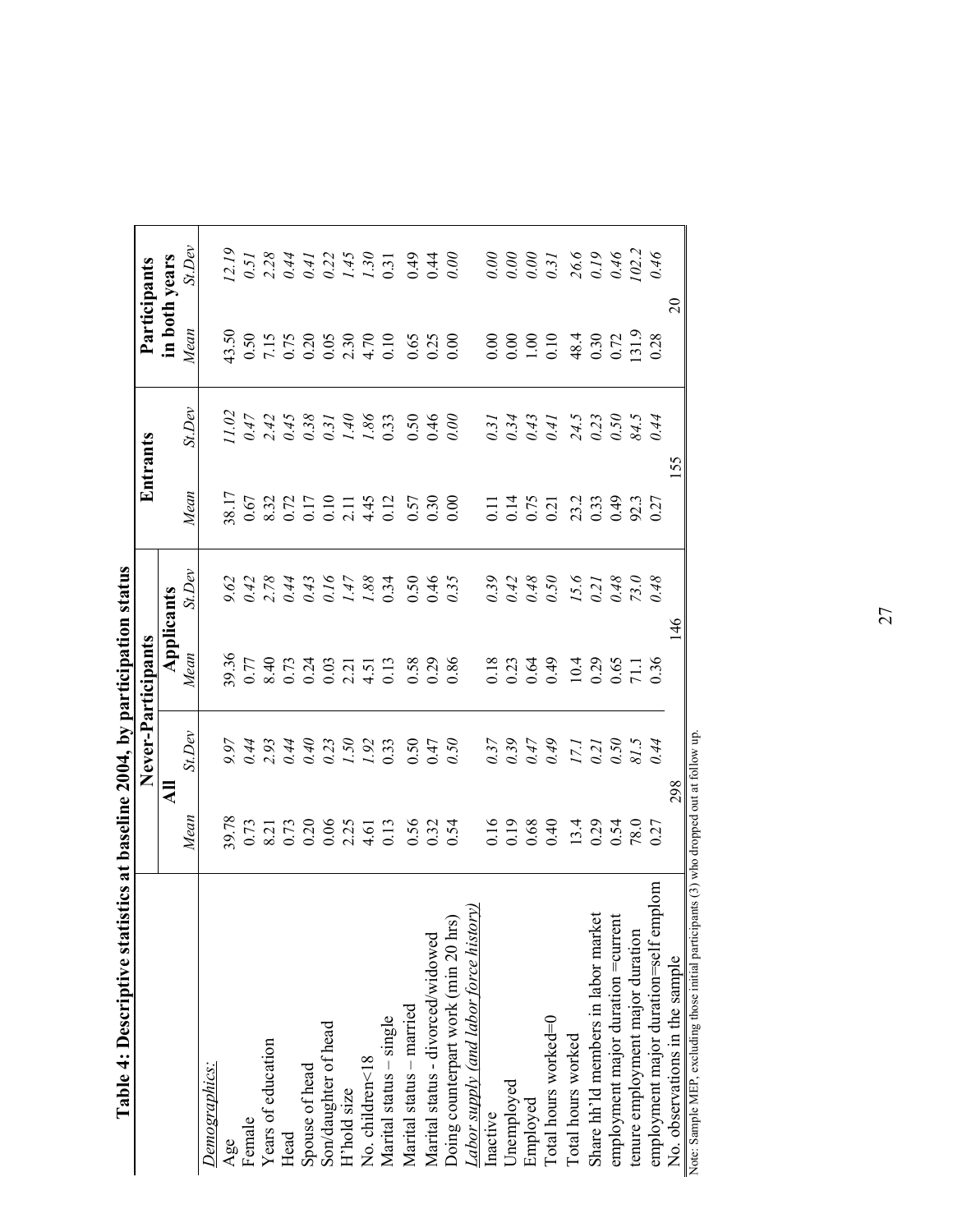**Table 4: Descriptive statistics at baseline 2004, by participation status**

| | Never-Participants | | | | Entrants | | Participants in both years | |
|---|---|---|---|---|---|---|---|---|
| | All | | Applicants | | | | | |
| | *Mean* | *St.Dev* | *Mean* | *St.Dev* | *Mean* | *St.Dev* | *Mean* | *St.Dev* |
| *Demographics:* | | | | | | | | |
| Age | 39.78 | *9.97* | 39.36 | *9.62* | 38.17 | *11.02* | 43.50 | *12.19* |
| Female | 0.73 | *0.44* | 0.77 | *0.42* | 0.67 | *0.47* | 0.50 | *0.51* |
| Years of education | 8.21 | *2.93* | 8.40 | *2.78* | 8.32 | *2.42* | 7.15 | *2.28* |
| Head | 0.73 | *0.44* | 0.73 | *0.44* | 0.72 | *0.45* | 0.75 | *0.44* |
| Spouse of head | 0.20 | *0.40* | 0.24 | *0.43* | 0.17 | *0.38* | 0.20 | *0.41* |
| Son/daughter of head | 0.06 | *0.23* | 0.03 | *0.16* | 0.10 | *0.31* | 0.05 | *0.22* |
| H'hold size | 2.25 | *1.50* | 2.21 | *1.47* | 2.11 | *1.40* | 2.30 | *1.45* |
| No. children<18 | 4.61 | *1.92* | 4.51 | *1.88* | 4.45 | *1.86* | 4.70 | *1.30* |
| Marital status – single | 0.13 | 0.33 | 0.13 | 0.34 | 0.12 | 0.33 | 0.10 | 0.31 |
| Marital status – married | 0.56 | 0.50 | 0.58 | 0.50 | 0.57 | 0.50 | 0.65 | 0.49 |
| Marital status - divorced/widowed | 0.32 | 0.47 | 0.29 | 0.46 | 0.30 | 0.46 | 0.25 | 0.44 |
| Doing counterpart work (min 20 hrs) | 0.54 | *0.50* | 0.86 | *0.35* | 0.00 | *0.00* | 0.00 | *0.00* |
| *Labor supply (and labor force history)* | | | | | | | | |
| Inactive | 0.16 | *0.37* | 0.18 | *0.39* | 0.11 | *0.31* | 0.00 | *0.00* |
| Unemployed | 0.19 | *0.39* | 0.23 | *0.42* | 0.14 | *0.34* | 0.00 | *0.00* |
| Employed | 0.68 | *0.47* | 0.64 | *0.48* | 0.75 | *0.43* | 1.00 | *0.00* |
| Total hours worked=0 | 0.40 | *0.49* | 0.49 | *0.50* | 0.21 | *0.41* | 0.10 | *0.31* |
| Total hours worked | 13.4 | *17.1* | 10.4 | *15.6* | 23.2 | *24.5* | 48.4 | *26.6* |
| Share hh'ld members in labor market | 0.29 | *0.21* | 0.29 | *0.21* | 0.33 | *0.23* | 0.30 | *0.19* |
| employment major duration =current | 0.54 | *0.50* | 0.65 | *0.48* | 0.49 | *0.50* | 0.72 | *0.46* |
| tenure employment major duration | 78.0 | *81.5* | 71.1 | *73.0* | 92.3 | *84.5* | 131.9 | *102.2* |
| employment major duration=self emplom | 0.27 | *0.44* | 0.36 | *0.48* | 0.27 | *0.44* | 0.28 | *0.46* |
| No. observations in the sample | 298 | | 146 | | 155 | | 20 | |

Note: Sample MEP, excluding those initial participants (3) who dropped out at follow up.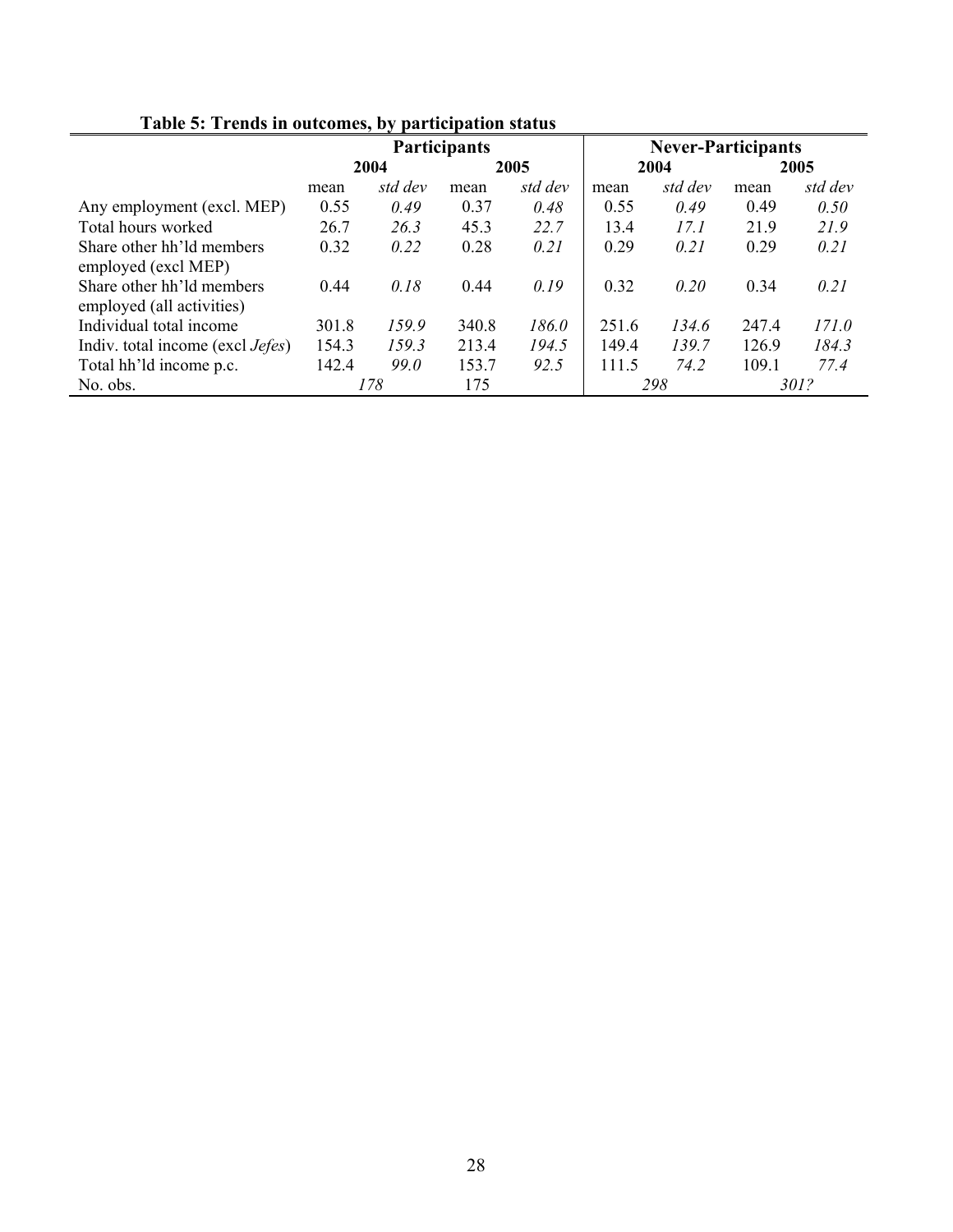**Table 5: Trends in outcomes, by participation status**

| | Participants | | | | Never-Participants | | | |
|---|---|---|---|---|---|---|---|---|
| | 2004 | | 2005 | | 2004 | | 2005 | |
| | mean | *std dev* | mean | *std dev* | mean | *std dev* | mean | *std dev* |
| Any employment (excl. MEP) | 0.55 | *0.49* | 0.37 | *0.48* | 0.55 | *0.49* | 0.49 | *0.50* |
| Total hours worked | 26.7 | *26.3* | 45.3 | *22.7* | 13.4 | *17.1* | 21.9 | *21.9* |
| Share other hh'ld members employed (excl MEP) | 0.32 | *0.22* | 0.28 | *0.21* | 0.29 | *0.21* | 0.29 | *0.21* |
| Share other hh'ld members employed (all activities) | 0.44 | *0.18* | 0.44 | *0.19* | 0.32 | *0.20* | 0.34 | *0.21* |
| Individual total income | 301.8 | *159.9* | 340.8 | *186.0* | 251.6 | *134.6* | 247.4 | *171.0* |
| Indiv. total income (excl *Jefes*) | 154.3 | *159.3* | 213.4 | *194.5* | 149.4 | *139.7* | 126.9 | *184.3* |
| Total hh'ld income p.c. | 142.4 | *99.0* | 153.7 | *92.5* | 111.5 | *74.2* | 109.1 | *77.4* |
| No. obs. | *178* | | 175 | | *298* | | *301?* | |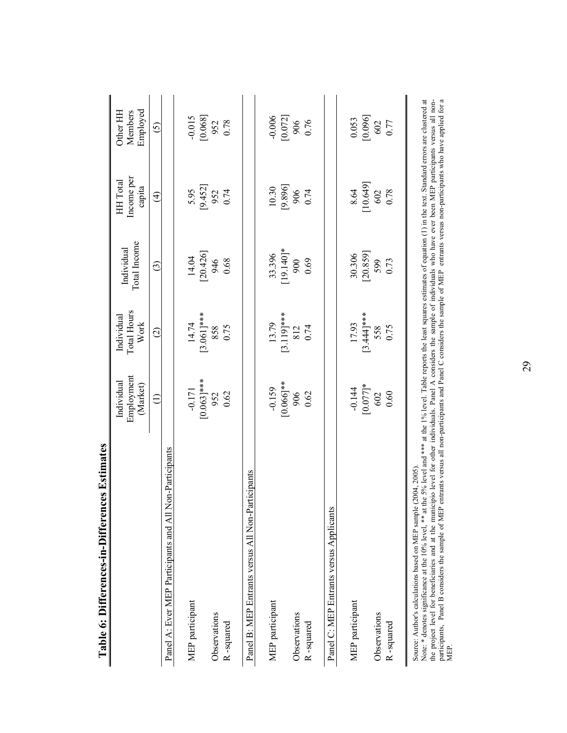## Table 6: Differences-in-Differences Estimates

| | Individual Employment (Market) | Individual Total Hours Work | Individual Total Income | HH Total Income per capita | Other HH Members Employed |
|---|---|---|---|---|---|
| | (1) | (2) | (3) | (4) | (5) |
| **Panel A: Ever MEP Participants and All Non-Participants** | | | | | |
| MEP participant | -0.171 | 14.74 | 14.04 | 5.95 | -0.015 |
| | [0.063]*** | [3.061]*** | [20.426] | [9.452] | [0.068] |
| Observations | 952 | 858 | 946 | 952 | 952 |
| R-squared | 0.62 | 0.75 | 0.68 | 0.74 | 0.78 |
| **Panel B: MEP Entrants versus All Non-Participants** | | | | | |
| MEP participant | -0.159 | 13.79 | 33.396 | 10.30 | -0.006 |
| | [0.066]** | [3.119]*** | [19.140]* | [9.896] | [0.072] |
| Observations | 906 | 812 | 900 | 906 | 906 |
| R-squared | 0.62 | 0.74 | 0.69 | 0.74 | 0.76 |
| **Panel C: MEP Entrants versus Applicants** | | | | | |
| MEP participant | -0.144 | 17.93 | 30.306 | 8.64 | 0.053 |
| | [0.077]* | [3.444]*** | [20.859] | [10.649] | [0.096] |
| Observations | 602 | 558 | 599 | 602 | 602 |
| R-squared | 0.60 | 0.75 | 0.73 | 0.78 | 0.77 |

Source: Author's calculations based on MEP sample (2004, 2005).

Note: * denotes significance at the 10% level, ** at the 5% level and *** at the 1% level. Table reports the least squares estimates of equation (1) in the text. Standard errors are clustered at the project level for beneficiaries and at the municipio level for other individuals. Panel A considers the sample of individuals who have ever been MEP participants versus all non-participants, Panel B considers the sample of MEP entrants versus all non-participants and Panel C considers the sample of MEP entrants versus non-participants who have applied for a MEP.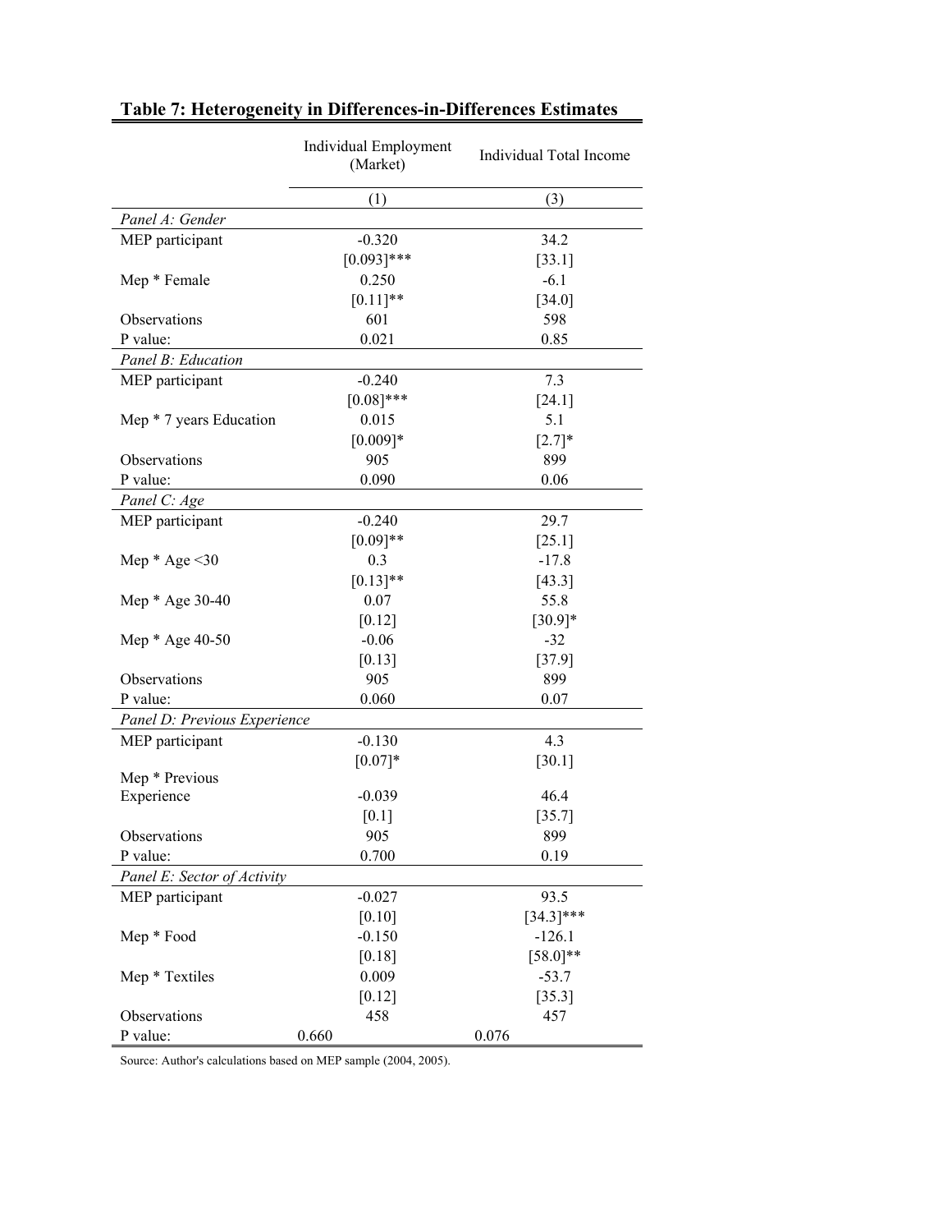## Table 7: Heterogeneity in Differences-in-Differences Estimates

| | Individual Employment (Market) | Individual Total Income |
|---|---|---|
| | (1) | (3) |
| *Panel A: Gender* | | |
| MEP participant | -0.320 | 34.2 |
| | [0.093]*** | [33.1] |
| Mep * Female | 0.250 | -6.1 |
| | [0.11]** | [34.0] |
| Observations | 601 | 598 |
| P value: | 0.021 | 0.85 |
| *Panel B: Education* | | |
| MEP participant | -0.240 | 7.3 |
| | [0.08]*** | [24.1] |
| Mep * 7 years Education | 0.015 | 5.1 |
| | [0.009]* | [2.7]* |
| Observations | 905 | 899 |
| P value: | 0.090 | 0.06 |
| *Panel C: Age* | | |
| MEP participant | -0.240 | 29.7 |
| | [0.09]** | [25.1] |
| Mep * Age <30 | 0.3 | -17.8 |
| | [0.13]** | [43.3] |
| Mep * Age 30-40 | 0.07 | 55.8 |
| | [0.12] | [30.9]* |
| Mep * Age 40-50 | -0.06 | -32 |
| | [0.13] | [37.9] |
| Observations | 905 | 899 |
| P value: | 0.060 | 0.07 |
| *Panel D: Previous Experience* | | |
| MEP participant | -0.130 | 4.3 |
| | [0.07]* | [30.1] |
| Mep * Previous Experience | -0.039 | 46.4 |
| | [0.1] | [35.7] |
| Observations | 905 | 899 |
| P value: | 0.700 | 0.19 |
| *Panel E: Sector of Activity* | | |
| MEP participant | -0.027 | 93.5 |
| | [0.10] | [34.3]*** |
| Mep * Food | -0.150 | -126.1 |
| | [0.18] | [58.0]** |
| Mep * Textiles | 0.009 | -53.7 |
| | [0.12] | [35.3] |
| Observations | 458 | 457 |
| P value: | 0.660 | 0.076 |

Source: Author's calculations based on MEP sample (2004, 2005).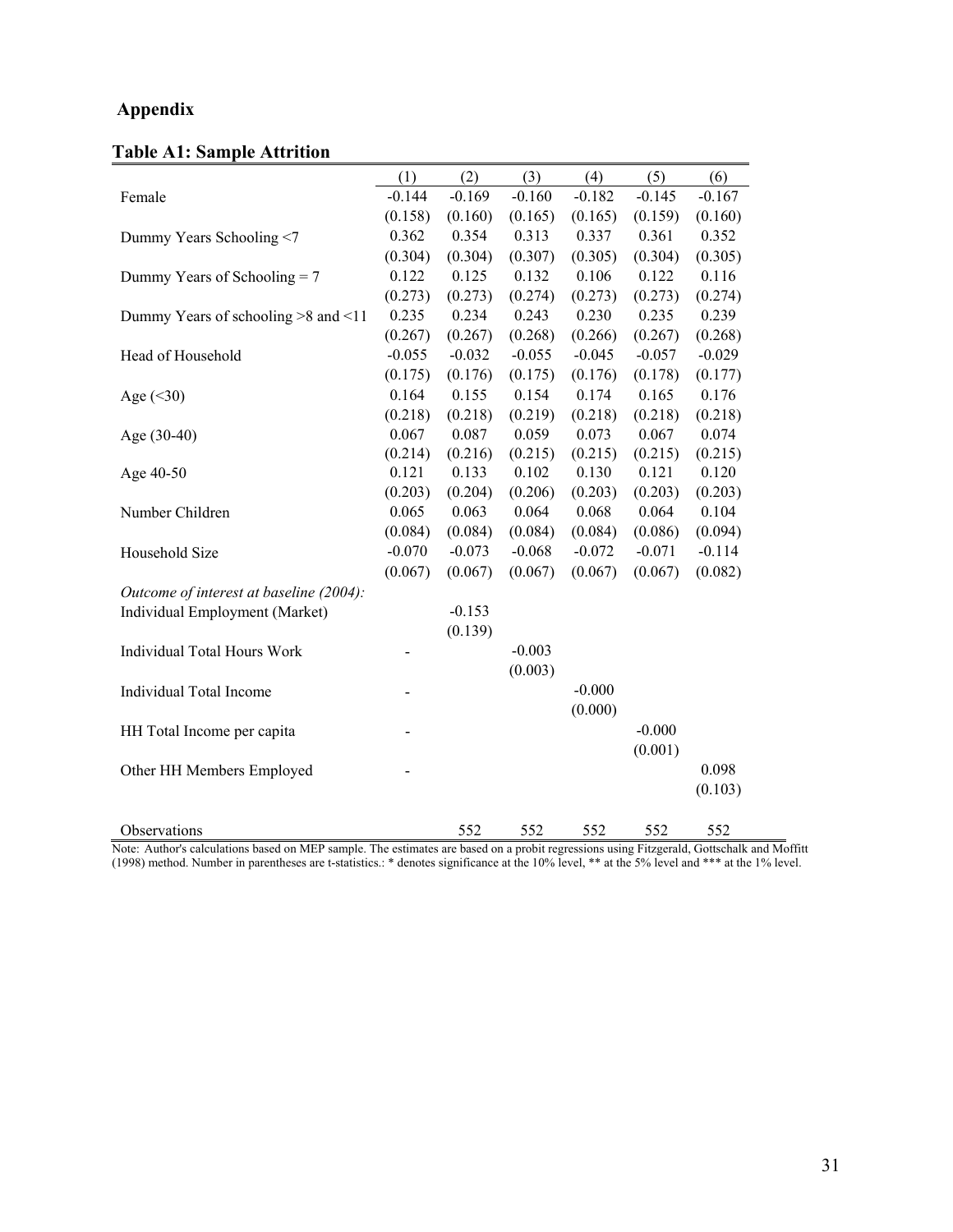## Appendix

### Table A1: Sample Attrition

| | (1) | (2) | (3) | (4) | (5) | (6) |
|---|---|---|---|---|---|---|
| Female | -0.144 | -0.169 | -0.160 | -0.182 | -0.145 | -0.167 |
| | (0.158) | (0.160) | (0.165) | (0.165) | (0.159) | (0.160) |
| Dummy Years Schooling <7 | 0.362 | 0.354 | 0.313 | 0.337 | 0.361 | 0.352 |
| | (0.304) | (0.304) | (0.307) | (0.305) | (0.304) | (0.305) |
| Dummy Years of Schooling = 7 | 0.122 | 0.125 | 0.132 | 0.106 | 0.122 | 0.116 |
| | (0.273) | (0.273) | (0.274) | (0.273) | (0.273) | (0.274) |
| Dummy Years of schooling >8 and <11 | 0.235 | 0.234 | 0.243 | 0.230 | 0.235 | 0.239 |
| | (0.267) | (0.267) | (0.268) | (0.266) | (0.267) | (0.268) |
| Head of Household | -0.055 | -0.032 | -0.055 | -0.045 | -0.057 | -0.029 |
| | (0.175) | (0.176) | (0.175) | (0.176) | (0.178) | (0.177) |
| Age (<30) | 0.164 | 0.155 | 0.154 | 0.174 | 0.165 | 0.176 |
| | (0.218) | (0.218) | (0.219) | (0.218) | (0.218) | (0.218) |
| Age (30-40) | 0.067 | 0.087 | 0.059 | 0.073 | 0.067 | 0.074 |
| | (0.214) | (0.216) | (0.215) | (0.215) | (0.215) | (0.215) |
| Age 40-50 | 0.121 | 0.133 | 0.102 | 0.130 | 0.121 | 0.120 |
| | (0.203) | (0.204) | (0.206) | (0.203) | (0.203) | (0.203) |
| Number Children | 0.065 | 0.063 | 0.064 | 0.068 | 0.064 | 0.104 |
| | (0.084) | (0.084) | (0.084) | (0.084) | (0.086) | (0.094) |
| Household Size | -0.070 | -0.073 | -0.068 | -0.072 | -0.071 | -0.114 |
| | (0.067) | (0.067) | (0.067) | (0.067) | (0.067) | (0.082) |
| *Outcome of interest at baseline (2004):* | | | | | | |
| Individual Employment (Market) | | -0.153 | | | | |
| | | (0.139) | | | | |
| Individual Total Hours Work | - | | -0.003 | | | |
| | | | (0.003) | | | |
| Individual Total Income | - | | | -0.000 | | |
| | | | | (0.000) | | |
| HH Total Income per capita | - | | | | -0.000 | |
| | | | | | (0.001) | |
| Other HH Members Employed | - | | | | | 0.098 |
| | | | | | | (0.103) |
| Observations | | 552 | 552 | 552 | 552 | 552 |

Note: Author's calculations based on MEP sample. The estimates are based on a probit regressions using Fitzgerald, Gottschalk and Moffitt (1998) method. Number in parentheses are t-statistics.: * denotes significance at the 10% level, ** at the 5% level and *** at the 1% level.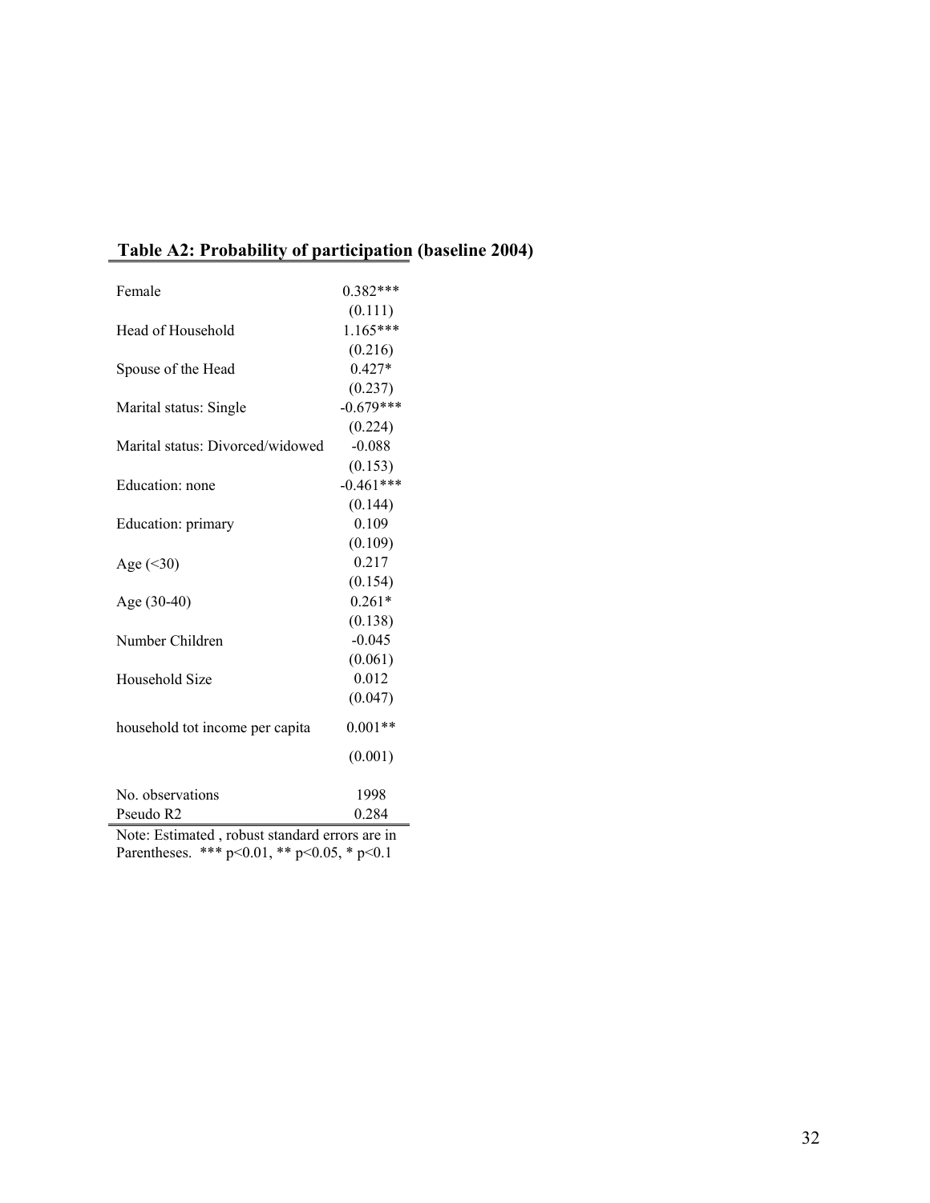**Table A2: Probability of participation (baseline 2004)**

| | |
|---|---|
| Female | 0.382*** |
| | (0.111) |
| Head of Household | 1.165*** |
| | (0.216) |
| Spouse of the Head | 0.427* |
| | (0.237) |
| Marital status: Single | -0.679*** |
| | (0.224) |
| Marital status: Divorced/widowed | -0.088 |
| | (0.153) |
| Education: none | -0.461*** |
| | (0.144) |
| Education: primary | 0.109 |
| | (0.109) |
| Age (<30) | 0.217 |
| | (0.154) |
| Age (30-40) | 0.261* |
| | (0.138) |
| Number Children | -0.045 |
| | (0.061) |
| Household Size | 0.012 |
| | (0.047) |
| household tot income per capita | 0.001** |
| | (0.001) |
| No. observations | 1998 |
| Pseudo R2 | 0.284 |

Note: Estimated , robust standard errors are in Parentheses. *** p<0.01, ** p<0.05, * p<0.1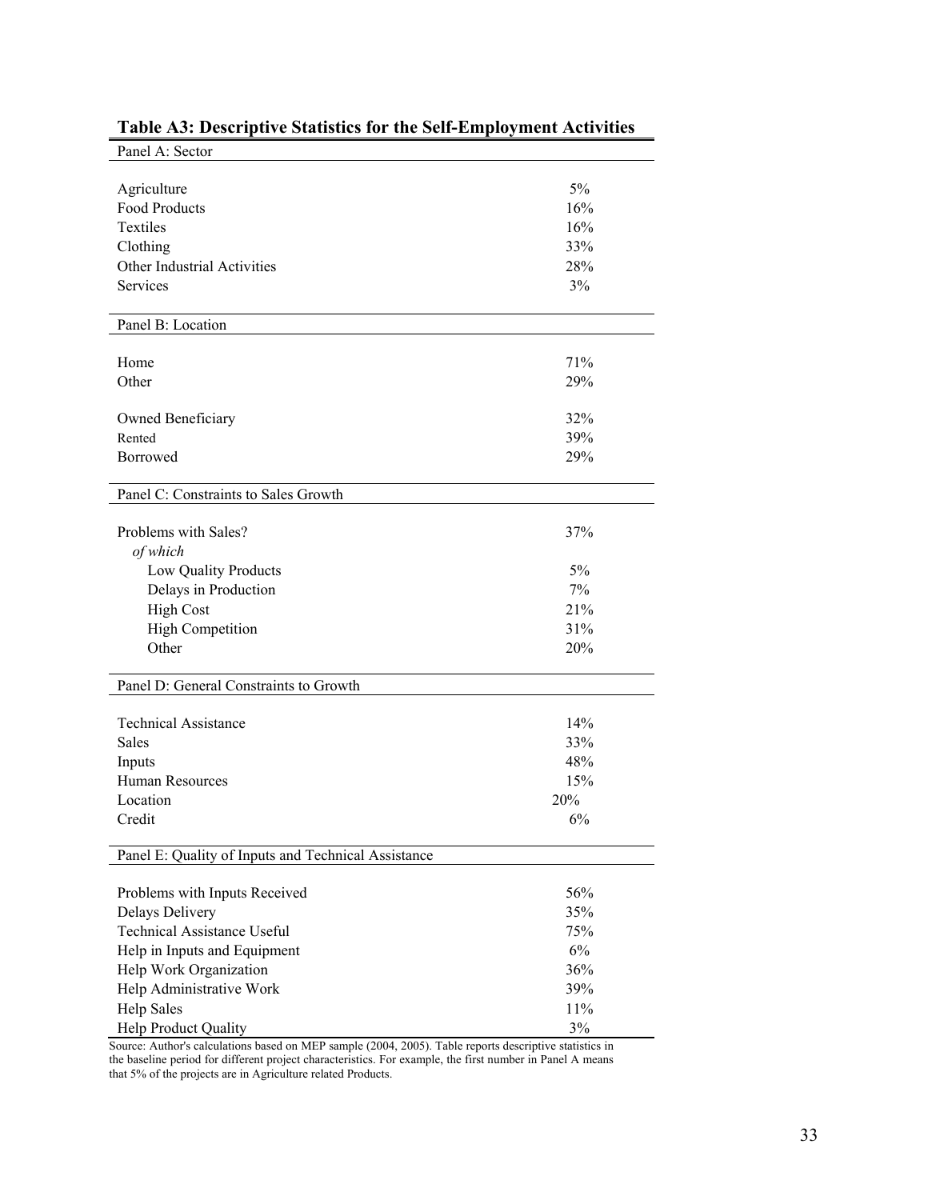**Table A3: Descriptive Statistics for the Self-Employment Activities**

| Panel A: Sector | |
|---|---|
| Agriculture | 5% |
| Food Products | 16% |
| Textiles | 16% |
| Clothing | 33% |
| Other Industrial Activities | 28% |
| Services | 3% |
| **Panel B: Location** | |
| Home | 71% |
| Other | 29% |
| Owned Beneficiary | 32% |
| Rented | 39% |
| Borrowed | 29% |
| **Panel C: Constraints to Sales Growth** | |
| Problems with Sales? | 37% |
| *of which* | |
| Low Quality Products | 5% |
| Delays in Production | 7% |
| High Cost | 21% |
| High Competition | 31% |
| Other | 20% |
| **Panel D: General Constraints to Growth** | |
| Technical Assistance | 14% |
| Sales | 33% |
| Inputs | 48% |
| Human Resources | 15% |
| Location | 20% |
| Credit | 6% |
| **Panel E: Quality of Inputs and Technical Assistance** | |
| Problems with Inputs Received | 56% |
| Delays Delivery | 35% |
| Technical Assistance Useful | 75% |
| Help in Inputs and Equipment | 6% |
| Help Work Organization | 36% |
| Help Administrative Work | 39% |
| Help Sales | 11% |
| Help Product Quality | 3% |

Source: Author's calculations based on MEP sample (2004, 2005). Table reports descriptive statistics in the baseline period for different project characteristics. For example, the first number in Panel A means that 5% of the projects are in Agriculture related Products.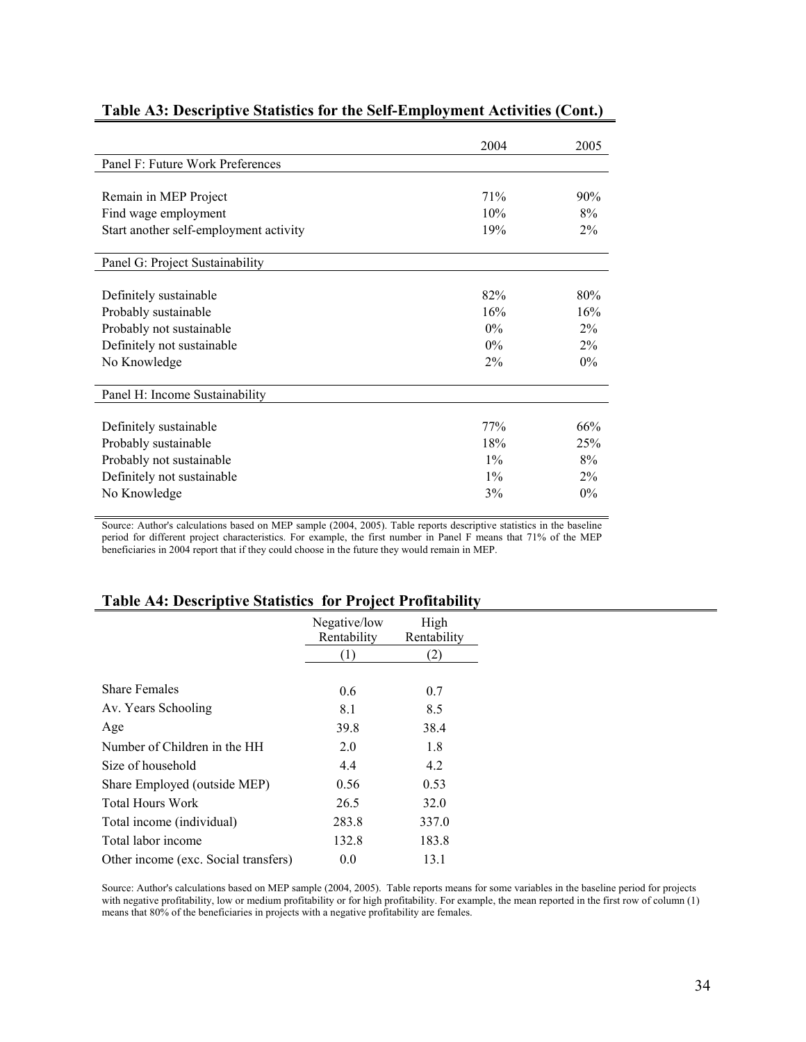## Table A3: Descriptive Statistics for the Self-Employment Activities (Cont.)

| | 2004 | 2005 |
|---|---|---|
| **Panel F: Future Work Preferences** | | |
| Remain in MEP Project | 71% | 90% |
| Find wage employment | 10% | 8% |
| Start another self-employment activity | 19% | 2% |
| **Panel G: Project Sustainability** | | |
| Definitely sustainable | 82% | 80% |
| Probably sustainable | 16% | 16% |
| Probably not sustainable | 0% | 2% |
| Definitely not sustainable | 0% | 2% |
| No Knowledge | 2% | 0% |
| **Panel H: Income Sustainability** | | |
| Definitely sustainable | 77% | 66% |
| Probably sustainable | 18% | 25% |
| Probably not sustainable | 1% | 8% |
| Definitely not sustainable | 1% | 2% |
| No Knowledge | 3% | 0% |

Source: Author's calculations based on MEP sample (2004, 2005). Table reports descriptive statistics in the baseline period for different project characteristics. For example, the first number in Panel F means that 71% of the MEP beneficiaries in 2004 report that if they could choose in the future they would remain in MEP.

## Table A4: Descriptive Statistics for Project Profitability

| | Negative/low Rentability | High Rentability |
|---|---|---|
| | (1) | (2) |
| Share Females | 0.6 | 0.7 |
| Av. Years Schooling | 8.1 | 8.5 |
| Age | 39.8 | 38.4 |
| Number of Children in the HH | 2.0 | 1.8 |
| Size of household | 4.4 | 4.2 |
| Share Employed (outside MEP) | 0.56 | 0.53 |
| Total Hours Work | 26.5 | 32.0 |
| Total income (individual) | 283.8 | 337.0 |
| Total labor income | 132.8 | 183.8 |
| Other income (exc. Social transfers) | 0.0 | 13.1 |

Source: Author's calculations based on MEP sample (2004, 2005). Table reports means for some variables in the baseline period for projects with negative profitability, low or medium profitability or for high profitability. For example, the mean reported in the first row of column (1) means that 80% of the beneficiaries in projects with a negative profitability are females.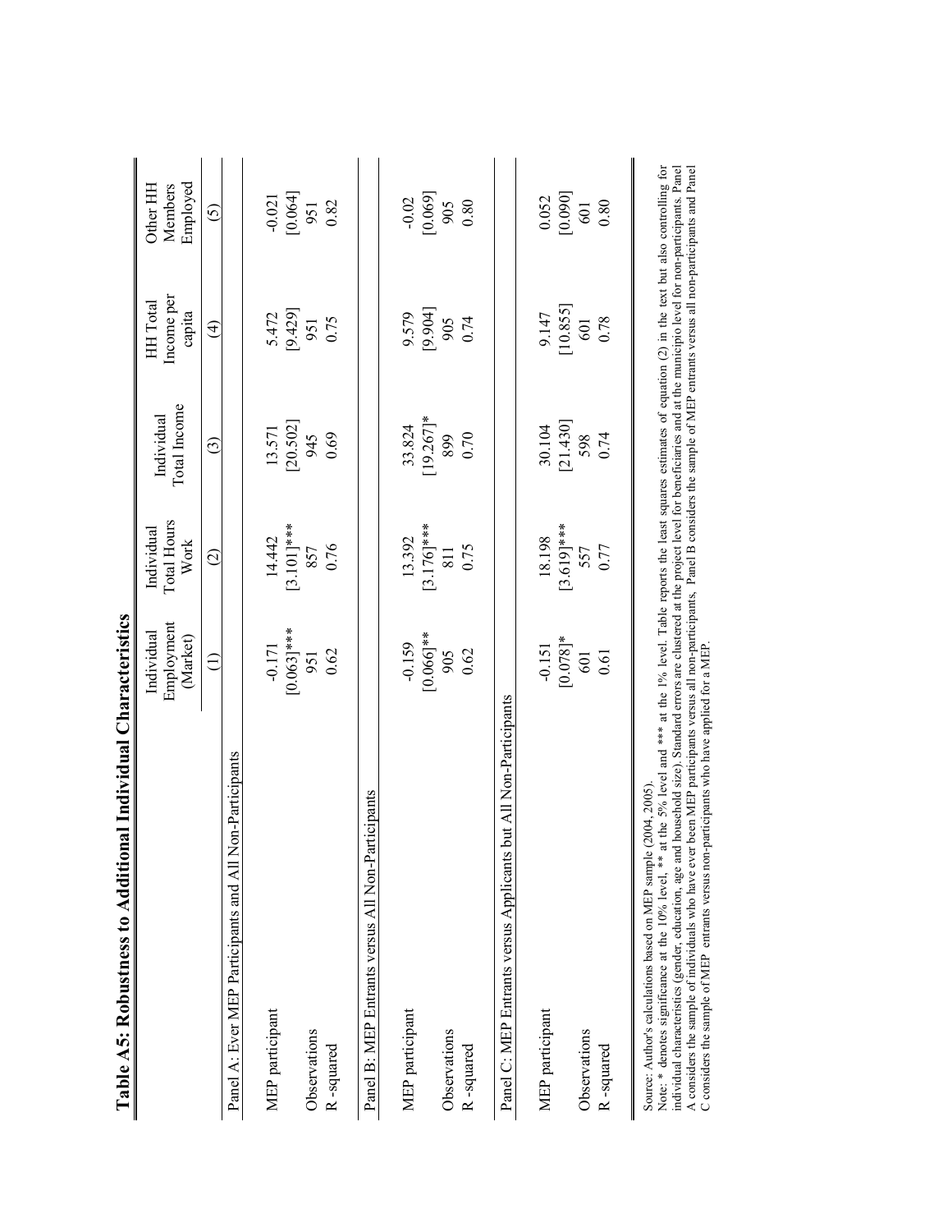# Table A5: Robustness to Additional Individual Characteristics

| | Individual Employment (Market) | Individual Total Hours Work | Individual Total Income | HH Total Income per capita | Other HH Members Employed |
|---|---|---|---|---|---|
| | (1) | (2) | (3) | (4) | (5) |
| Panel A: Ever MEP Participants and All Non-Participants | | | | | |
| MEP participant | -0.171 | 14.442 | 13.571 | 5.472 | -0.021 |
| | [0.063]*** | [3.101]*** | [20.502] | [9.429] | [0.064] |
| Observations | 951 | 857 | 945 | 951 | 951 |
| R -squared | 0.62 | 0.76 | 0.69 | 0.75 | 0.82 |
| Panel B: MEP Entrants versus All Non-Participants | | | | | |
| MEP participant | -0.159 | 13.392 | 33.824 | 9.579 | -0.02 |
| | [0.066]** | [3.176]*** | [19.267]* | [9.904] | [0.069] |
| Observations | 905 | 811 | 899 | 905 | 905 |
| R -squared | 0.62 | 0.75 | 0.70 | 0.74 | 0.80 |
| Panel C: MEP Entrants versus Applicants but All Non-Participants | | | | | |
| MEP participant | -0.151 | 18.198 | 30.104 | 9.147 | 0.052 |
| | [0.078]* | [3.619]*** | [21.430] | [10.855] | [0.090] |
| Observations | 601 | 557 | 598 | 601 | 601 |
| R -squared | 0.61 | 0.77 | 0.74 | 0.78 | 0.80 |

Source: Author's calculations based on MEP sample (2004, 2005).
Note: * denotes significance at the 10% level, ** at the 5% level and *** at the 1% level. Table reports the least squares estimates of equation (2) in the text but also controlling for individual characteristics (gender, education, age and household size). Standard errors are clustered at the project level for beneficiaries and at the municipio level for non-participants. Panel A considers the sample of individuals who have ever been MEP participants versus all non-participants, Panel B considers the sample of MEP entrants versus all non-participants and Panel C considers the sample of MEP entrants versus non-participants who have applied for a MEP.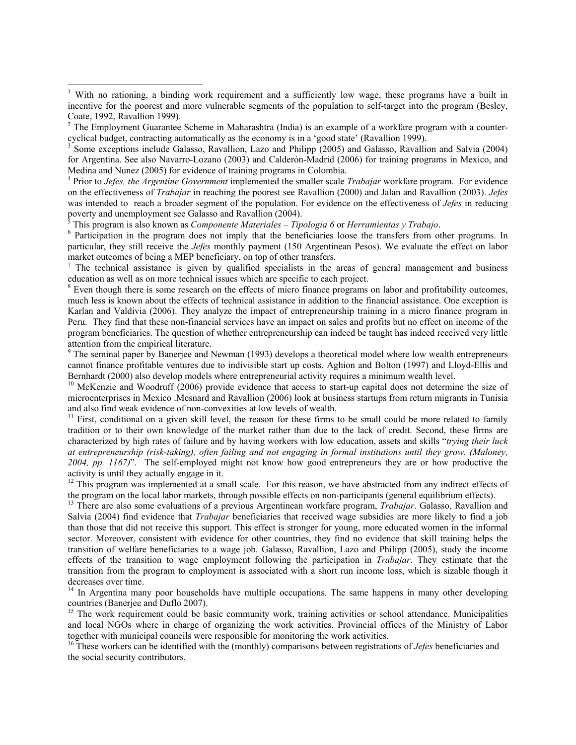[1] With no rationing, a binding work requirement and a sufficiently low wage, these programs have a built in incentive for the poorest and more vulnerable segments of the population to self-target into the program (Besley, Coate, 1992, Ravallion 1999).

[2] The Employment Guarantee Scheme in Maharashtra (India) is an example of a workfare program with a counter-cyclical budget, contracting automatically as the economy is in a 'good state' (Ravallion 1999).

[3] Some exceptions include Galasso, Ravallion, Lazo and Philipp (2005) and Galasso, Ravallion and Salvia (2004) for Argentina. See also Navarro-Lozano (2003) and Calderón-Madrid (2006) for training programs in Mexico, and Medina and Nunez (2005) for evidence of training programs in Colombia.

[4] Prior to *Jefes, the Argentine Government* implemented the smaller scale *Trabajar* workfare program. For evidence on the effectiveness of *Trabajar* in reaching the poorest see Ravallion (2000) and Jalan and Ravallion (2003). *Jefes* was intended to reach a broader segment of the population. For evidence on the effectiveness of *Jefes* in reducing poverty and unemployment see Galasso and Ravallion (2004).

[5] This program is also known as *Componente Materiales – Tipologia 6* or *Herramientas y Trabajo*.

[6] Participation in the program does not imply that the beneficiaries loose the transfers from other programs. In particular, they still receive the *Jefes* monthly payment (150 Argentinean Pesos). We evaluate the effect on labor market outcomes of being a MEP beneficiary, on top of other transfers.

[7] The technical assistance is given by qualified specialists in the areas of general management and business education as well as on more technical issues which are specific to each project.

[8] Even though there is some research on the effects of micro finance programs on labor and profitability outcomes, much less is known about the effects of technical assistance in addition to the financial assistance. One exception is Karlan and Valdivia (2006). They analyze the impact of entrepreneurship training in a micro finance program in Peru. They find that these non-financial services have an impact on sales and profits but no effect on income of the program beneficiaries. The question of whether entrepreneurship can indeed be taught has indeed received very little attention from the empirical literature.

[9] The seminal paper by Banerjee and Newman (1993) develops a theoretical model where low wealth entrepreneurs cannot finance profitable ventures due to indivisible start up costs. Aghion and Bolton (1997) and Lloyd-Ellis and Bernhardt (2000) also develop models where entrepreneurial activity requires a minimum wealth level.

[10] McKenzie and Woodruff (2006) provide evidence that access to start-up capital does not determine the size of microenterprises in Mexico .Mesnard and Ravallion (2006) look at business startups from return migrants in Tunisia and also find weak evidence of non-convexities at low levels of wealth.

[11] First, conditional on a given skill level, the reason for these firms to be small could be more related to family tradition or to their own knowledge of the market rather than due to the lack of credit. Second, these firms are characterized by high rates of failure and by having workers with low education, assets and skills "*trying their luck at entrepreneurship (risk-taking), often failing and not engaging in formal institutions until they grow. (Maloney, 2004, pp. 1167)*". The self-employed might not know how good entrepreneurs they are or how productive the activity is until they actually engage in it.

[12] This program was implemented at a small scale. For this reason, we have abstracted from any indirect effects of the program on the local labor markets, through possible effects on non-participants (general equilibrium effects).

[13] There are also some evaluations of a previous Argentinean workfare program, *Trabajar*. Galasso, Ravallion and Salvia (2004) find evidence that *Trabajar* beneficiaries that received wage subsidies are more likely to find a job than those that did not receive this support. This effect is stronger for young, more educated women in the informal sector. Moreover, consistent with evidence for other countries, they find no evidence that skill training helps the transition of welfare beneficiaries to a wage job. Galasso, Ravallion, Lazo and Philipp (2005), study the income effects of the transition to wage employment following the participation in *Trabajar*. They estimate that the transition from the program to employment is associated with a short run income loss, which is sizable though it decreases over time.

[14] In Argentina many poor households have multiple occupations. The same happens in many other developing countries (Banerjee and Duflo 2007).

[15] The work requirement could be basic community work, training activities or school attendance. Municipalities and local NGOs where in charge of organizing the work activities. Provincial offices of the Ministry of Labor together with municipal councils were responsible for monitoring the work activities.

[16] These workers can be identified with the (monthly) comparisons between registrations of *Jefes* beneficiaries and the social security contributors.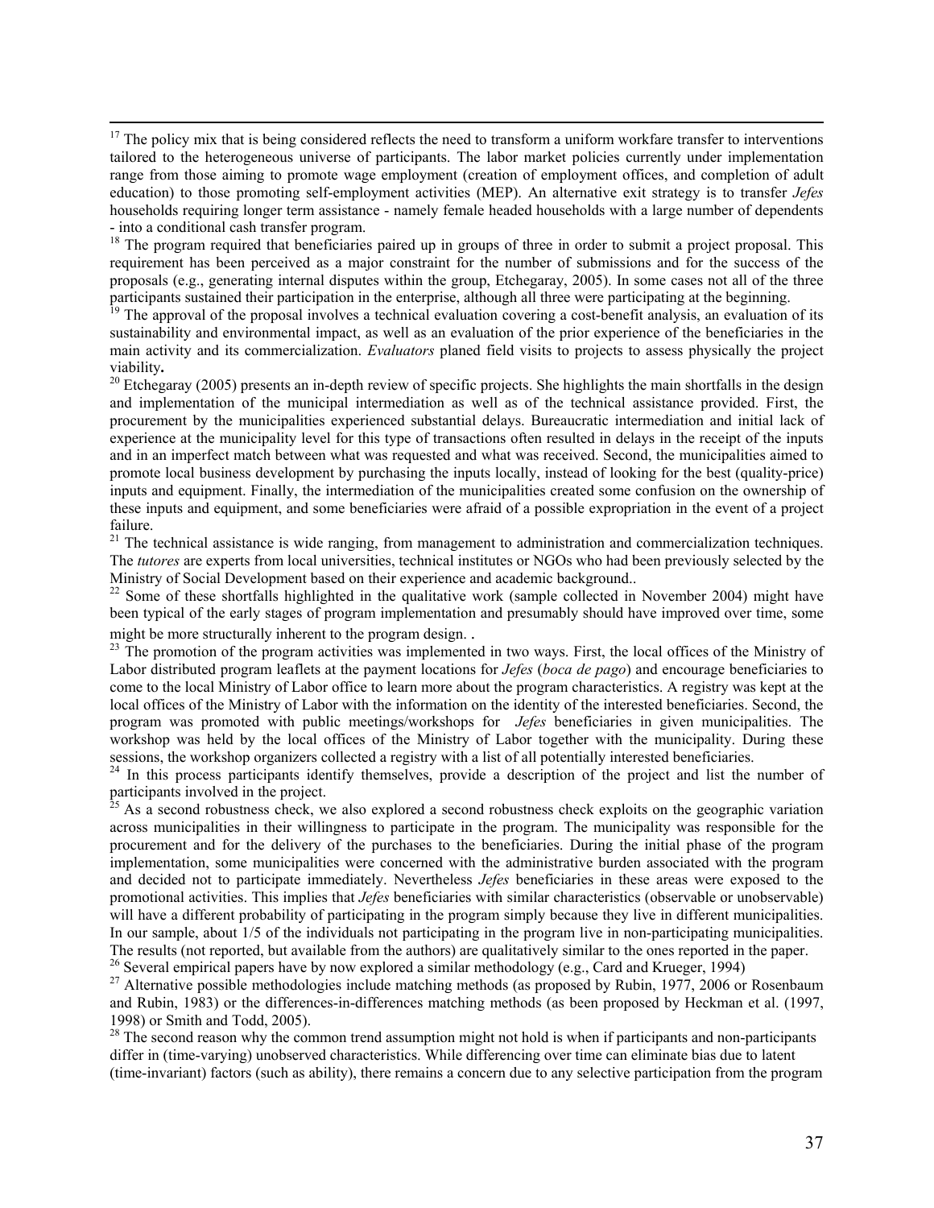[17] The policy mix that is being considered reflects the need to transform a uniform workfare transfer to interventions tailored to the heterogeneous universe of participants. The labor market policies currently under implementation range from those aiming to promote wage employment (creation of employment offices, and completion of adult education) to those promoting self-employment activities (MEP). An alternative exit strategy is to transfer *Jefes* households requiring longer term assistance - namely female headed households with a large number of dependents - into a conditional cash transfer program.

[18] The program required that beneficiaries paired up in groups of three in order to submit a project proposal. This requirement has been perceived as a major constraint for the number of submissions and for the success of the proposals (e.g., generating internal disputes within the group, Etchegaray, 2005). In some cases not all of the three participants sustained their participation in the enterprise, although all three were participating at the beginning.

[19] The approval of the proposal involves a technical evaluation covering a cost-benefit analysis, an evaluation of its sustainability and environmental impact, as well as an evaluation of the prior experience of the beneficiaries in the main activity and its commercialization. *Evaluators* planed field visits to projects to assess physically the project viability**.**

[20] Etchegaray (2005) presents an in-depth review of specific projects. She highlights the main shortfalls in the design and implementation of the municipal intermediation as well as of the technical assistance provided. First, the procurement by the municipalities experienced substantial delays. Bureaucratic intermediation and initial lack of experience at the municipality level for this type of transactions often resulted in delays in the receipt of the inputs and in an imperfect match between what was requested and what was received. Second, the municipalities aimed to promote local business development by purchasing the inputs locally, instead of looking for the best (quality-price) inputs and equipment. Finally, the intermediation of the municipalities created some confusion on the ownership of these inputs and equipment, and some beneficiaries were afraid of a possible expropriation in the event of a project failure.

[21] The technical assistance is wide ranging, from management to administration and commercialization techniques. The *tutores* are experts from local universities, technical institutes or NGOs who had been previously selected by the Ministry of Social Development based on their experience and academic background..

[22] Some of these shortfalls highlighted in the qualitative work (sample collected in November 2004) might have been typical of the early stages of program implementation and presumably should have improved over time, some might be more structurally inherent to the program design. **.**

[23] The promotion of the program activities was implemented in two ways. First, the local offices of the Ministry of Labor distributed program leaflets at the payment locations for *Jefes* (*boca de pago*) and encourage beneficiaries to come to the local Ministry of Labor office to learn more about the program characteristics. A registry was kept at the local offices of the Ministry of Labor with the information on the identity of the interested beneficiaries. Second, the program was promoted with public meetings/workshops for *Jefes* beneficiaries in given municipalities. The workshop was held by the local offices of the Ministry of Labor together with the municipality. During these sessions, the workshop organizers collected a registry with a list of all potentially interested beneficiaries.

[24] In this process participants identify themselves, provide a description of the project and list the number of participants involved in the project.

[25] As a second robustness check, we also explored a second robustness check exploits on the geographic variation across municipalities in their willingness to participate in the program. The municipality was responsible for the procurement and for the delivery of the purchases to the beneficiaries. During the initial phase of the program implementation, some municipalities were concerned with the administrative burden associated with the program and decided not to participate immediately. Nevertheless *Jefes* beneficiaries in these areas were exposed to the promotional activities. This implies that *Jefes* beneficiaries with similar characteristics (observable or unobservable) will have a different probability of participating in the program simply because they live in different municipalities. In our sample, about 1/5 of the individuals not participating in the program live in non-participating municipalities. The results (not reported, but available from the authors) are qualitatively similar to the ones reported in the paper.

[26] Several empirical papers have by now explored a similar methodology (e.g., Card and Krueger, 1994)

[27] Alternative possible methodologies include matching methods (as proposed by Rubin, 1977, 2006 or Rosenbaum and Rubin, 1983) or the differences-in-differences matching methods (as been proposed by Heckman et al. (1997, 1998) or Smith and Todd, 2005).

[28] The second reason why the common trend assumption might not hold is when if participants and non-participants differ in (time-varying) unobserved characteristics. While differencing over time can eliminate bias due to latent (time-invariant) factors (such as ability), there remains a concern due to any selective participation from the program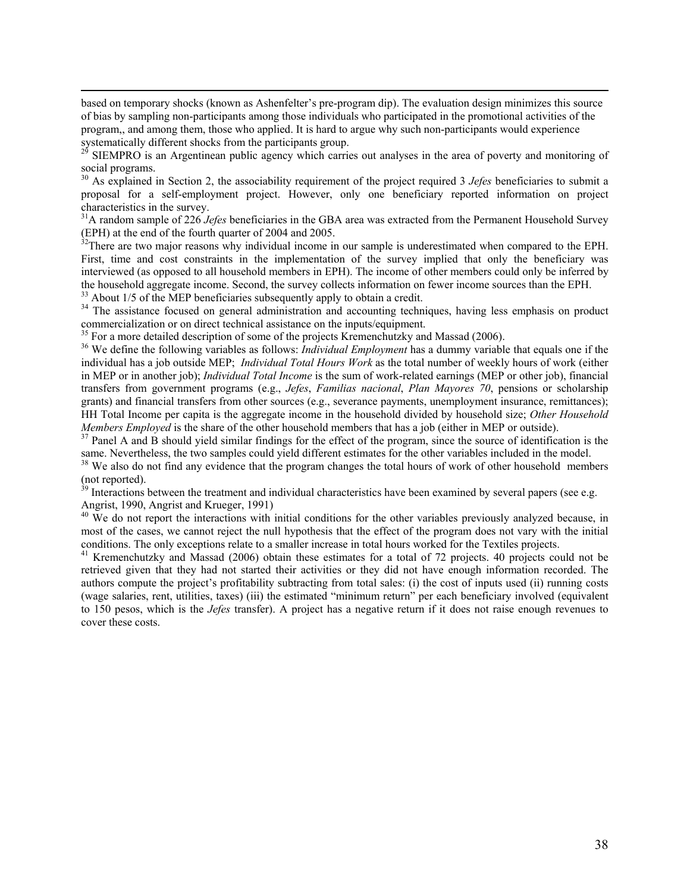based on temporary shocks (known as Ashenfelter's pre-program dip). The evaluation design minimizes this source of bias by sampling non-participants among those individuals who participated in the promotional activities of the program,, and among them, those who applied. It is hard to argue why such non-participants would experience systematically different shocks from the participants group.

[29] SIEMPRO is an Argentinean public agency which carries out analyses in the area of poverty and monitoring of social programs.

[30] As explained in Section 2, the associability requirement of the project required 3 *Jefes* beneficiaries to submit a proposal for a self-employment project. However, only one beneficiary reported information on project characteristics in the survey.

[31] A random sample of 226 *Jefes* beneficiaries in the GBA area was extracted from the Permanent Household Survey (EPH) at the end of the fourth quarter of 2004 and 2005.

[32] There are two major reasons why individual income in our sample is underestimated when compared to the EPH. First, time and cost constraints in the implementation of the survey implied that only the beneficiary was interviewed (as opposed to all household members in EPH). The income of other members could only be inferred by the household aggregate income. Second, the survey collects information on fewer income sources than the EPH.

[33] About 1/5 of the MEP beneficiaries subsequently apply to obtain a credit.

[34] The assistance focused on general administration and accounting techniques, having less emphasis on product commercialization or on direct technical assistance on the inputs/equipment.

[35] For a more detailed description of some of the projects Kremenchutzky and Massad (2006).

[36] We define the following variables as follows: *Individual Employment* has a dummy variable that equals one if the individual has a job outside MEP; *Individual Total Hours Work* as the total number of weekly hours of work (either in MEP or in another job); *Individual Total Income* is the sum of work-related earnings (MEP or other job), financial transfers from government programs (e.g., *Jefes*, *Familias nacional*, *Plan Mayores 70*, pensions or scholarship grants) and financial transfers from other sources (e.g., severance payments, unemployment insurance, remittances); HH Total Income per capita is the aggregate income in the household divided by household size; *Other Household Members Employed* is the share of the other household members that has a job (either in MEP or outside).

[37] Panel A and B should yield similar findings for the effect of the program, since the source of identification is the same. Nevertheless, the two samples could yield different estimates for the other variables included in the model.

[38] We also do not find any evidence that the program changes the total hours of work of other household members (not reported).

[39] Interactions between the treatment and individual characteristics have been examined by several papers (see e.g. Angrist, 1990, Angrist and Krueger, 1991)

[40] We do not report the interactions with initial conditions for the other variables previously analyzed because, in most of the cases, we cannot reject the null hypothesis that the effect of the program does not vary with the initial conditions. The only exceptions relate to a smaller increase in total hours worked for the Textiles projects.

[41] Kremenchutzky and Massad (2006) obtain these estimates for a total of 72 projects. 40 projects could not be retrieved given that they had not started their activities or they did not have enough information recorded. The authors compute the project's profitability subtracting from total sales: (i) the cost of inputs used (ii) running costs (wage salaries, rent, utilities, taxes) (iii) the estimated "minimum return" per each beneficiary involved (equivalent to 150 pesos, which is the *Jefes* transfer). A project has a negative return if it does not raise enough revenues to cover these costs.